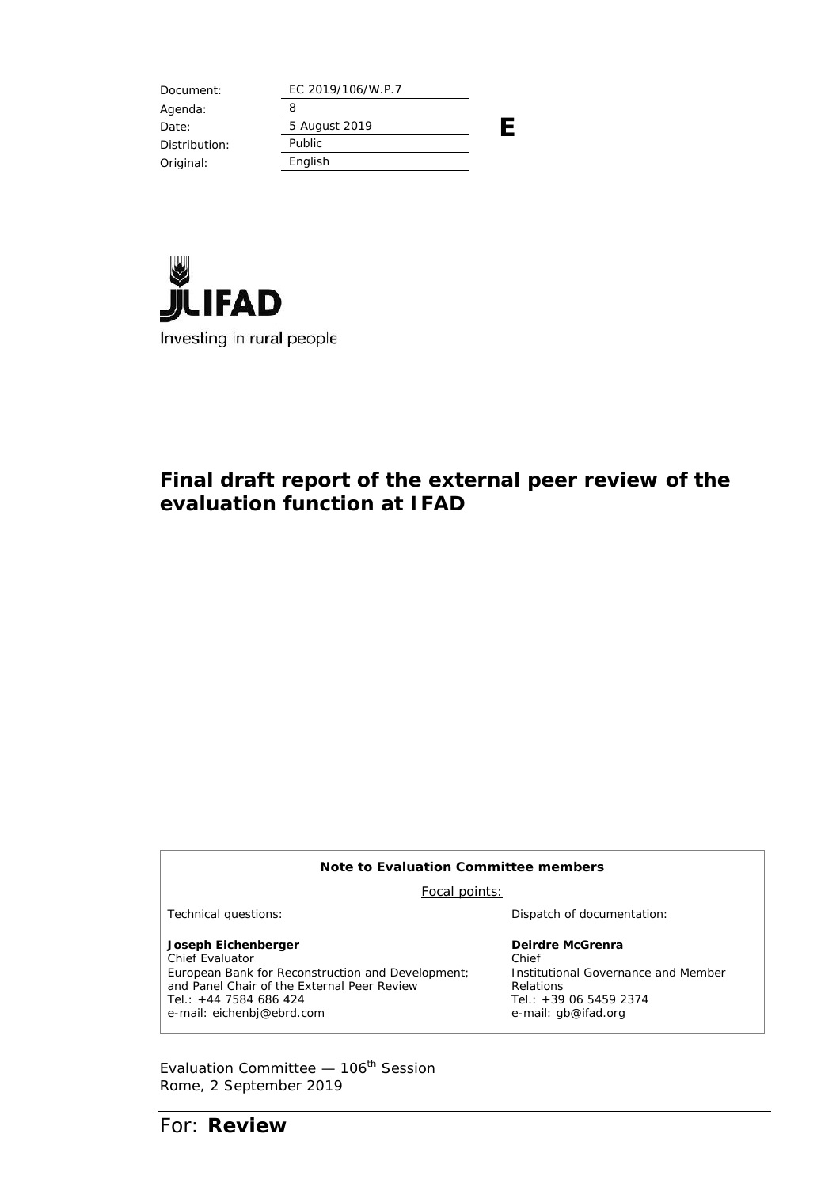| Document: | EC 2019/106/W.P.7 |
|---|---|
| Agenda: | 8 |
| Date: | 5 August 2019 |
| Distribution: | Public |
| Original: | English |

**E**

Investing in rural people

# Final draft report of the external peer review of the evaluation function at IFAD

**Note to Evaluation Committee members**

Focal points:

| Technical questions: | Dispatch of documentation: |
|---|---|
| **Joseph Eichenberger**<br>Chief Evaluator<br>European Bank for Reconstruction and Development; and Panel Chair of the External Peer Review<br>Tel.: +44 7584 686 424<br>e-mail: eichenbj@ebrd.com | **Deirdre McGrenra**<br>Chief<br>Institutional Governance and Member Relations<br>Tel.: +39 06 5459 2374<br>e-mail: gb@ifad.org |

Evaluation Committee — 106th Session
Rome, 2 September 2019

For: **Review**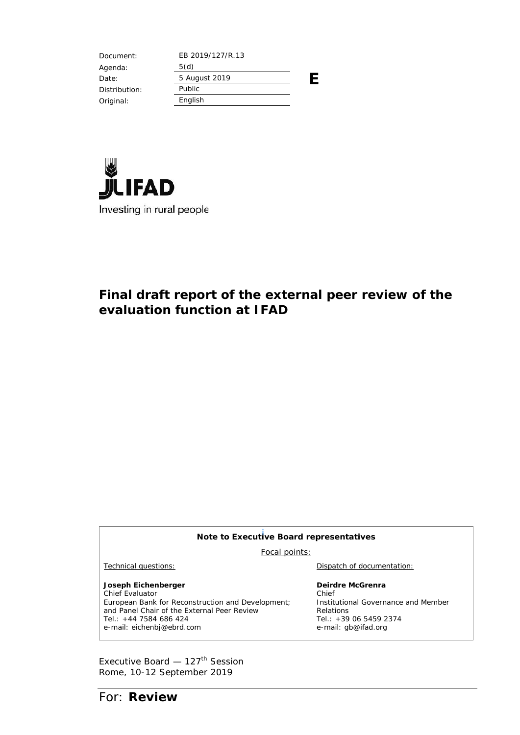| Document: | EB 2019/127/R.13 |
|---|---|
| Agenda: | 5(d) |
| Date: | 5 August 2019 |
| Distribution: | Public |
| Original: | English |

**E**

IFAD

Investing in rural people

# Final draft report of the external peer review of the evaluation function at IFAD

**Note to Executive Board representatives**

Focal points:

| Technical questions: | Dispatch of documentation: |
|---|---|
| **Joseph Eichenberger**<br>Chief Evaluator<br>European Bank for Reconstruction and Development; and Panel Chair of the External Peer Review<br>Tel.: +44 7584 686 424<br>e-mail: eichenbj@ebrd.com | **Deirdre McGrenra**<br>Chief<br>Institutional Governance and Member Relations<br>Tel.: +39 06 5459 2374<br>e-mail: gb@ifad.org |

Executive Board — 127th Session
Rome, 10-12 September 2019

For: **Review**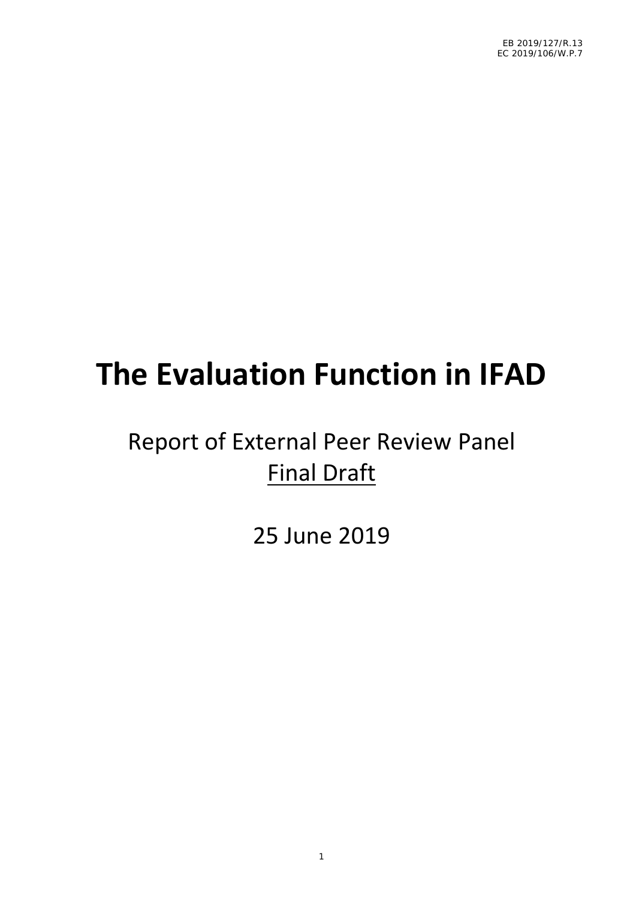EB 2019/127/R.13
EC 2019/106/W.P.7

# The Evaluation Function in IFAD

Report of External Peer Review Panel
Final Draft

25 June 2019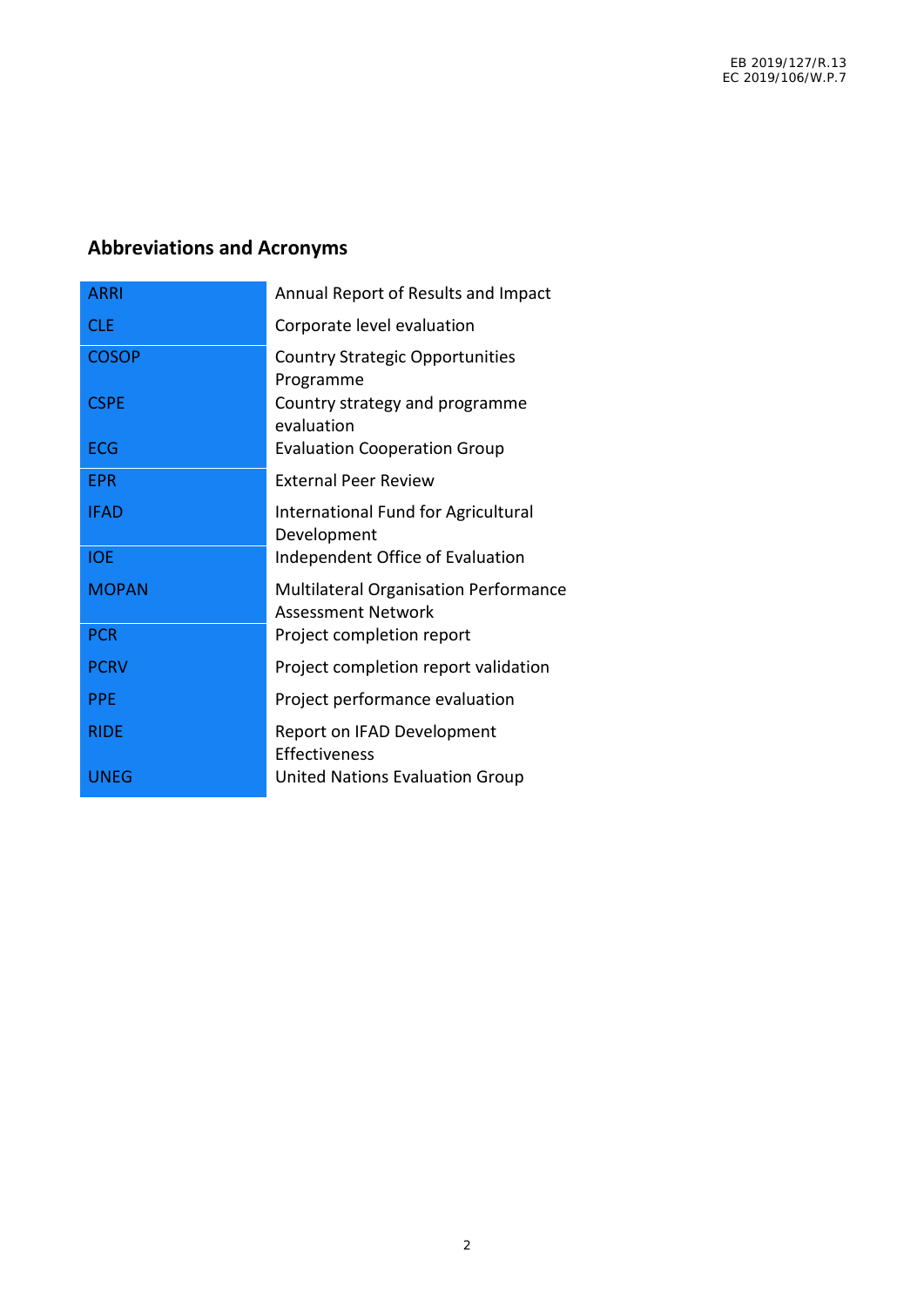## Abbreviations and Acronyms

| | |
|---|---|
| ARRI | Annual Report of Results and Impact |
| CLE | Corporate level evaluation |
| COSOP | Country Strategic Opportunities Programme |
| CSPE | Country strategy and programme evaluation |
| ECG | Evaluation Cooperation Group |
| EPR | External Peer Review |
| IFAD | International Fund for Agricultural Development |
| IOE | Independent Office of Evaluation |
| MOPAN | Multilateral Organisation Performance Assessment Network |
| PCR | Project completion report |
| PCRV | Project completion report validation |
| PPE | Project performance evaluation |
| RIDE | Report on IFAD Development Effectiveness |
| UNEG | United Nations Evaluation Group |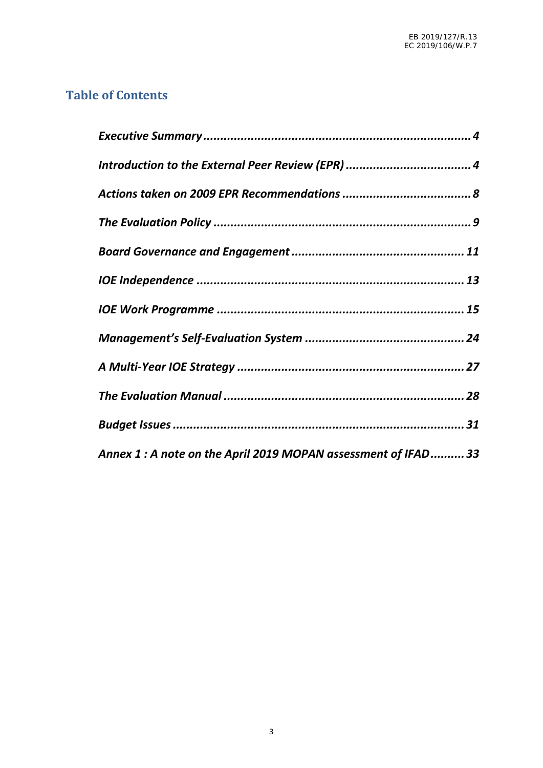## Table of Contents

*Executive Summary* .......... **4**

*Introduction to the External Peer Review (EPR)* .......... **4**

*Actions taken on 2009 EPR Recommendations* .......... **8**

*The Evaluation Policy* .......... **9**

*Board Governance and Engagement* .......... **11**

*IOE Independence* .......... **13**

*IOE Work Programme* .......... **15**

*Management's Self-Evaluation System* .......... **24**

*A Multi-Year IOE Strategy* .......... **27**

*The Evaluation Manual* .......... **28**

*Budget Issues* .......... **31**

*Annex 1 : A note on the April 2019 MOPAN assessment of IFAD* .......... **33**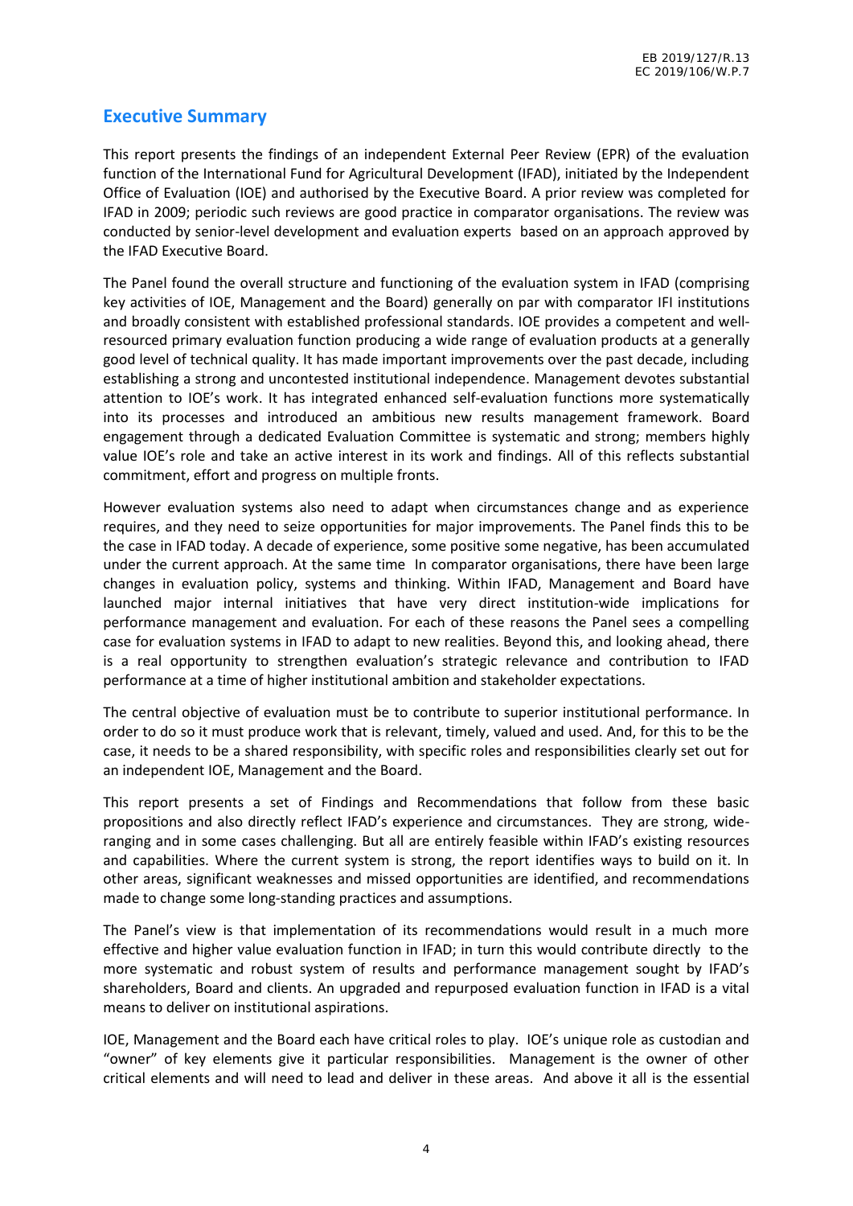## Executive Summary

This report presents the findings of an independent External Peer Review (EPR) of the evaluation function of the International Fund for Agricultural Development (IFAD), initiated by the Independent Office of Evaluation (IOE) and authorised by the Executive Board. A prior review was completed for IFAD in 2009; periodic such reviews are good practice in comparator organisations. The review was conducted by senior-level development and evaluation experts based on an approach approved by the IFAD Executive Board.

The Panel found the overall structure and functioning of the evaluation system in IFAD (comprising key activities of IOE, Management and the Board) generally on par with comparator IFI institutions and broadly consistent with established professional standards. IOE provides a competent and well-resourced primary evaluation function producing a wide range of evaluation products at a generally good level of technical quality. It has made important improvements over the past decade, including establishing a strong and uncontested institutional independence. Management devotes substantial attention to IOE's work. It has integrated enhanced self-evaluation functions more systematically into its processes and introduced an ambitious new results management framework. Board engagement through a dedicated Evaluation Committee is systematic and strong; members highly value IOE's role and take an active interest in its work and findings. All of this reflects substantial commitment, effort and progress on multiple fronts.

However evaluation systems also need to adapt when circumstances change and as experience requires, and they need to seize opportunities for major improvements. The Panel finds this to be the case in IFAD today. A decade of experience, some positive some negative, has been accumulated under the current approach. At the same time In comparator organisations, there have been large changes in evaluation policy, systems and thinking. Within IFAD, Management and Board have launched major internal initiatives that have very direct institution-wide implications for performance management and evaluation. For each of these reasons the Panel sees a compelling case for evaluation systems in IFAD to adapt to new realities. Beyond this, and looking ahead, there is a real opportunity to strengthen evaluation's strategic relevance and contribution to IFAD performance at a time of higher institutional ambition and stakeholder expectations.

The central objective of evaluation must be to contribute to superior institutional performance. In order to do so it must produce work that is relevant, timely, valued and used. And, for this to be the case, it needs to be a shared responsibility, with specific roles and responsibilities clearly set out for an independent IOE, Management and the Board.

This report presents a set of Findings and Recommendations that follow from these basic propositions and also directly reflect IFAD's experience and circumstances. They are strong, wide-ranging and in some cases challenging. But all are entirely feasible within IFAD's existing resources and capabilities. Where the current system is strong, the report identifies ways to build on it. In other areas, significant weaknesses and missed opportunities are identified, and recommendations made to change some long-standing practices and assumptions.

The Panel's view is that implementation of its recommendations would result in a much more effective and higher value evaluation function in IFAD; in turn this would contribute directly to the more systematic and robust system of results and performance management sought by IFAD's shareholders, Board and clients. An upgraded and repurposed evaluation function in IFAD is a vital means to deliver on institutional aspirations.

IOE, Management and the Board each have critical roles to play. IOE's unique role as custodian and "owner" of key elements give it particular responsibilities. Management is the owner of other critical elements and will need to lead and deliver in these areas. And above it all is the essential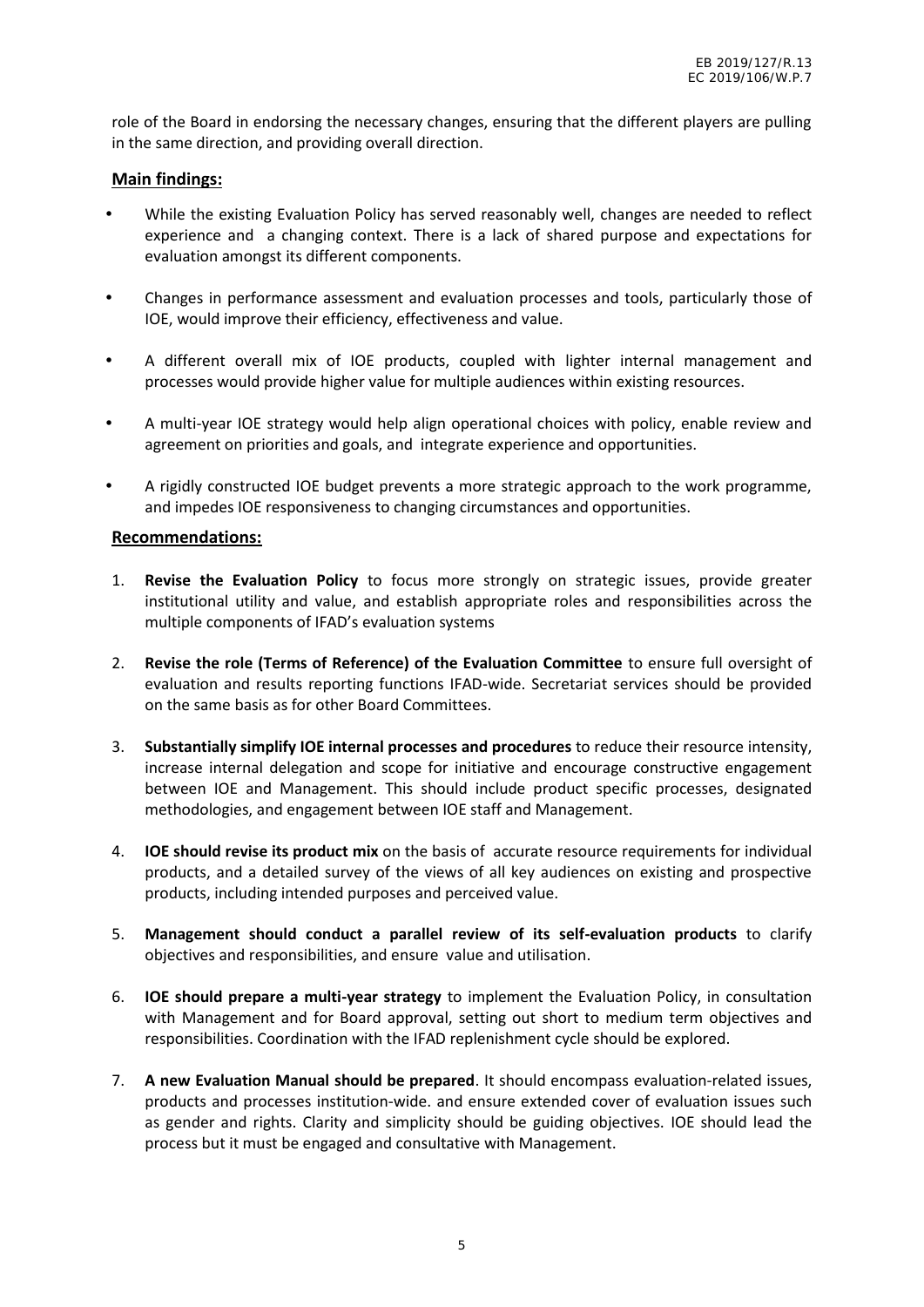role of the Board in endorsing the necessary changes, ensuring that the different players are pulling in the same direction, and providing overall direction.

**Main findings:**

- While the existing Evaluation Policy has served reasonably well, changes are needed to reflect experience and a changing context. There is a lack of shared purpose and expectations for evaluation amongst its different components.
- Changes in performance assessment and evaluation processes and tools, particularly those of IOE, would improve their efficiency, effectiveness and value.
- A different overall mix of IOE products, coupled with lighter internal management and processes would provide higher value for multiple audiences within existing resources.
- A multi-year IOE strategy would help align operational choices with policy, enable review and agreement on priorities and goals, and integrate experience and opportunities.
- A rigidly constructed IOE budget prevents a more strategic approach to the work programme, and impedes IOE responsiveness to changing circumstances and opportunities.

**Recommendations:**

1. **Revise the Evaluation Policy** to focus more strongly on strategic issues, provide greater institutional utility and value, and establish appropriate roles and responsibilities across the multiple components of IFAD's evaluation systems
2. **Revise the role (Terms of Reference) of the Evaluation Committee** to ensure full oversight of evaluation and results reporting functions IFAD-wide. Secretariat services should be provided on the same basis as for other Board Committees.
3. **Substantially simplify IOE internal processes and procedures** to reduce their resource intensity, increase internal delegation and scope for initiative and encourage constructive engagement between IOE and Management. This should include product specific processes, designated methodologies, and engagement between IOE staff and Management.
4. **IOE should revise its product mix** on the basis of accurate resource requirements for individual products, and a detailed survey of the views of all key audiences on existing and prospective products, including intended purposes and perceived value.
5. **Management should conduct a parallel review of its self-evaluation products** to clarify objectives and responsibilities, and ensure value and utilisation.
6. **IOE should prepare a multi-year strategy** to implement the Evaluation Policy, in consultation with Management and for Board approval, setting out short to medium term objectives and responsibilities. Coordination with the IFAD replenishment cycle should be explored.
7. **A new Evaluation Manual should be prepared**. It should encompass evaluation-related issues, products and processes institution-wide. and ensure extended cover of evaluation issues such as gender and rights. Clarity and simplicity should be guiding objectives. IOE should lead the process but it must be engaged and consultative with Management.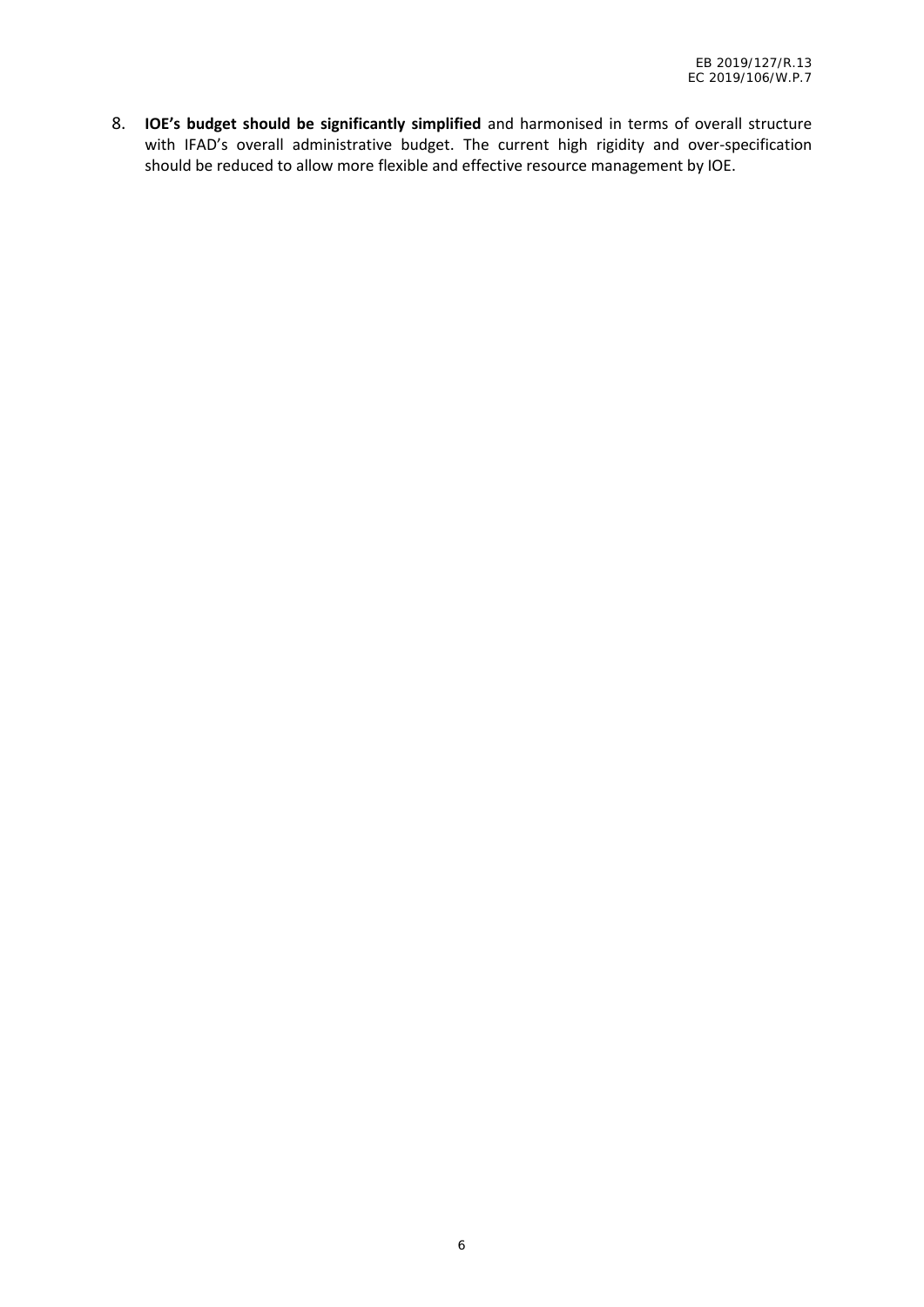8. **IOE's budget should be significantly simplified** and harmonised in terms of overall structure with IFAD's overall administrative budget. The current high rigidity and over-specification should be reduced to allow more flexible and effective resource management by IOE.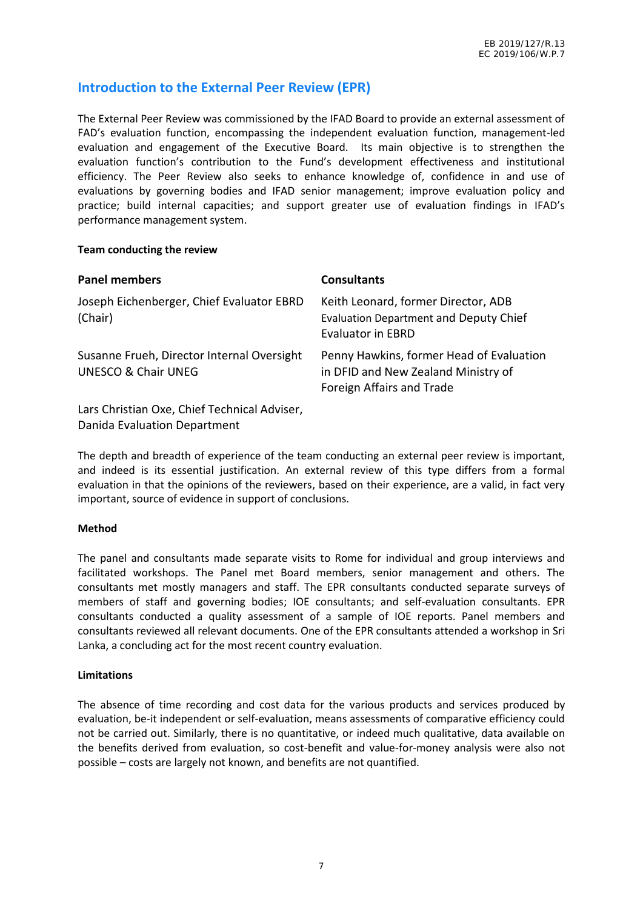## Introduction to the External Peer Review (EPR)

The External Peer Review was commissioned by the IFAD Board to provide an external assessment of FAD's evaluation function, encompassing the independent evaluation function, management-led evaluation and engagement of the Executive Board. Its main objective is to strengthen the evaluation function's contribution to the Fund's development effectiveness and institutional efficiency. The Peer Review also seeks to enhance knowledge of, confidence in and use of evaluations by governing bodies and IFAD senior management; improve evaluation policy and practice; build internal capacities; and support greater use of evaluation findings in IFAD's performance management system.

**Team conducting the review**

| Panel members | Consultants |
|---|---|
| Joseph Eichenberger, Chief Evaluator EBRD (Chair) | Keith Leonard, former Director, ADB Evaluation Department and Deputy Chief Evaluator in EBRD |
| Susanne Frueh, Director Internal Oversight UNESCO & Chair UNEG | Penny Hawkins, former Head of Evaluation in DFID and New Zealand Ministry of Foreign Affairs and Trade |
| Lars Christian Oxe, Chief Technical Adviser, Danida Evaluation Department | |

The depth and breadth of experience of the team conducting an external peer review is important, and indeed is its essential justification. An external review of this type differs from a formal evaluation in that the opinions of the reviewers, based on their experience, are a valid, in fact very important, source of evidence in support of conclusions.

**Method**

The panel and consultants made separate visits to Rome for individual and group interviews and facilitated workshops. The Panel met Board members, senior management and others. The consultants met mostly managers and staff. The EPR consultants conducted separate surveys of members of staff and governing bodies; IOE consultants; and self-evaluation consultants. EPR consultants conducted a quality assessment of a sample of IOE reports. Panel members and consultants reviewed all relevant documents. One of the EPR consultants attended a workshop in Sri Lanka, a concluding act for the most recent country evaluation.

**Limitations**

The absence of time recording and cost data for the various products and services produced by evaluation, be-it independent or self-evaluation, means assessments of comparative efficiency could not be carried out. Similarly, there is no quantitative, or indeed much qualitative, data available on the benefits derived from evaluation, so cost-benefit and value-for-money analysis were also not possible – costs are largely not known, and benefits are not quantified.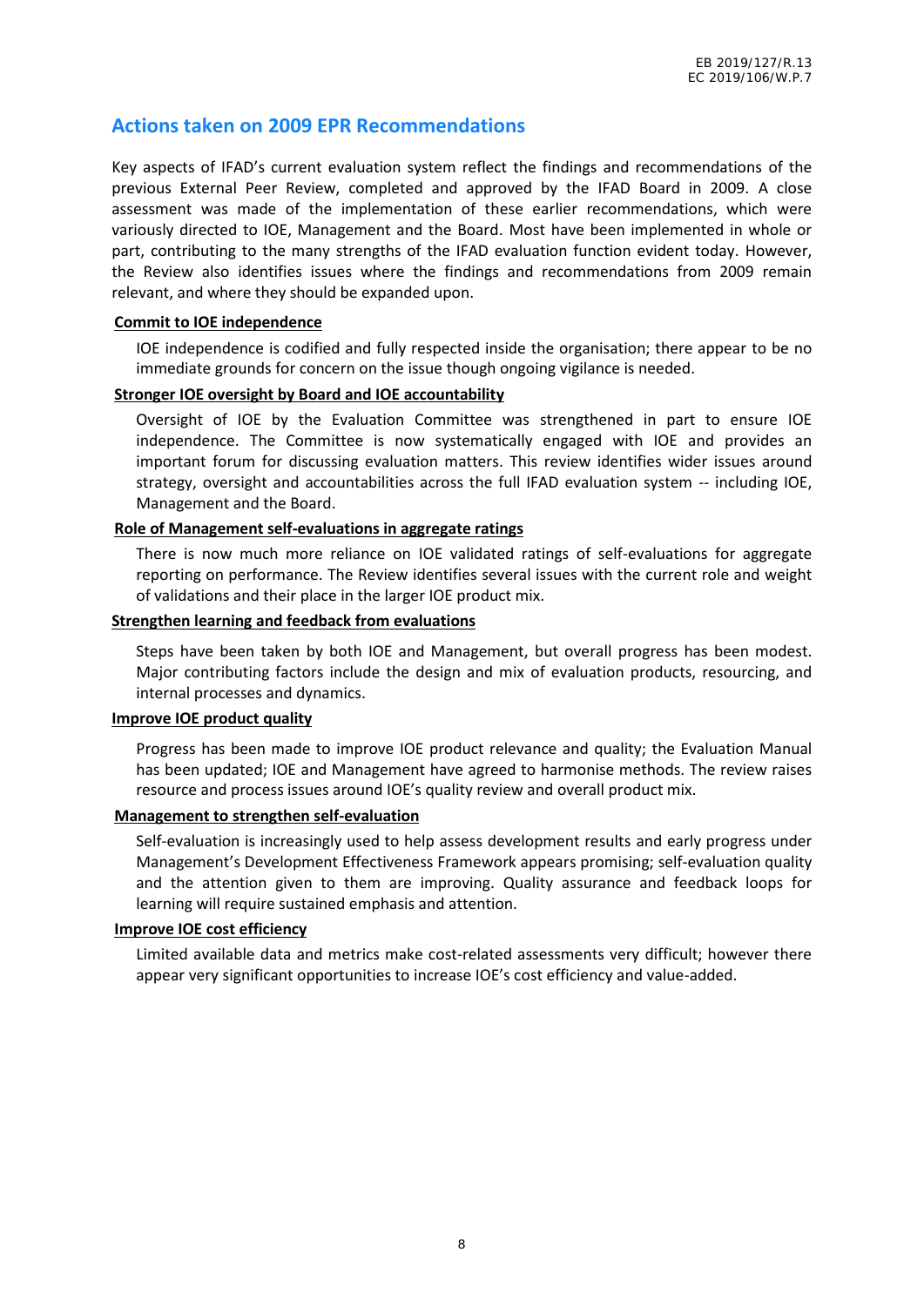## Actions taken on 2009 EPR Recommendations

Key aspects of IFAD's current evaluation system reflect the findings and recommendations of the previous External Peer Review, completed and approved by the IFAD Board in 2009. A close assessment was made of the implementation of these earlier recommendations, which were variously directed to IOE, Management and the Board. Most have been implemented in whole or part, contributing to the many strengths of the IFAD evaluation function evident today. However, the Review also identifies issues where the findings and recommendations from 2009 remain relevant, and where they should be expanded upon.

**Commit to IOE independence**

IOE independence is codified and fully respected inside the organisation; there appear to be no immediate grounds for concern on the issue though ongoing vigilance is needed.

**Stronger IOE oversight by Board and IOE accountability**

Oversight of IOE by the Evaluation Committee was strengthened in part to ensure IOE independence. The Committee is now systematically engaged with IOE and provides an important forum for discussing evaluation matters. This review identifies wider issues around strategy, oversight and accountabilities across the full IFAD evaluation system -- including IOE, Management and the Board.

**Role of Management self-evaluations in aggregate ratings**

There is now much more reliance on IOE validated ratings of self-evaluations for aggregate reporting on performance. The Review identifies several issues with the current role and weight of validations and their place in the larger IOE product mix.

**Strengthen learning and feedback from evaluations**

Steps have been taken by both IOE and Management, but overall progress has been modest. Major contributing factors include the design and mix of evaluation products, resourcing, and internal processes and dynamics.

**Improve IOE product quality**

Progress has been made to improve IOE product relevance and quality; the Evaluation Manual has been updated; IOE and Management have agreed to harmonise methods. The review raises resource and process issues around IOE's quality review and overall product mix.

**Management to strengthen self-evaluation**

Self-evaluation is increasingly used to help assess development results and early progress under Management's Development Effectiveness Framework appears promising; self-evaluation quality and the attention given to them are improving. Quality assurance and feedback loops for learning will require sustained emphasis and attention.

**Improve IOE cost efficiency**

Limited available data and metrics make cost-related assessments very difficult; however there appear very significant opportunities to increase IOE's cost efficiency and value-added.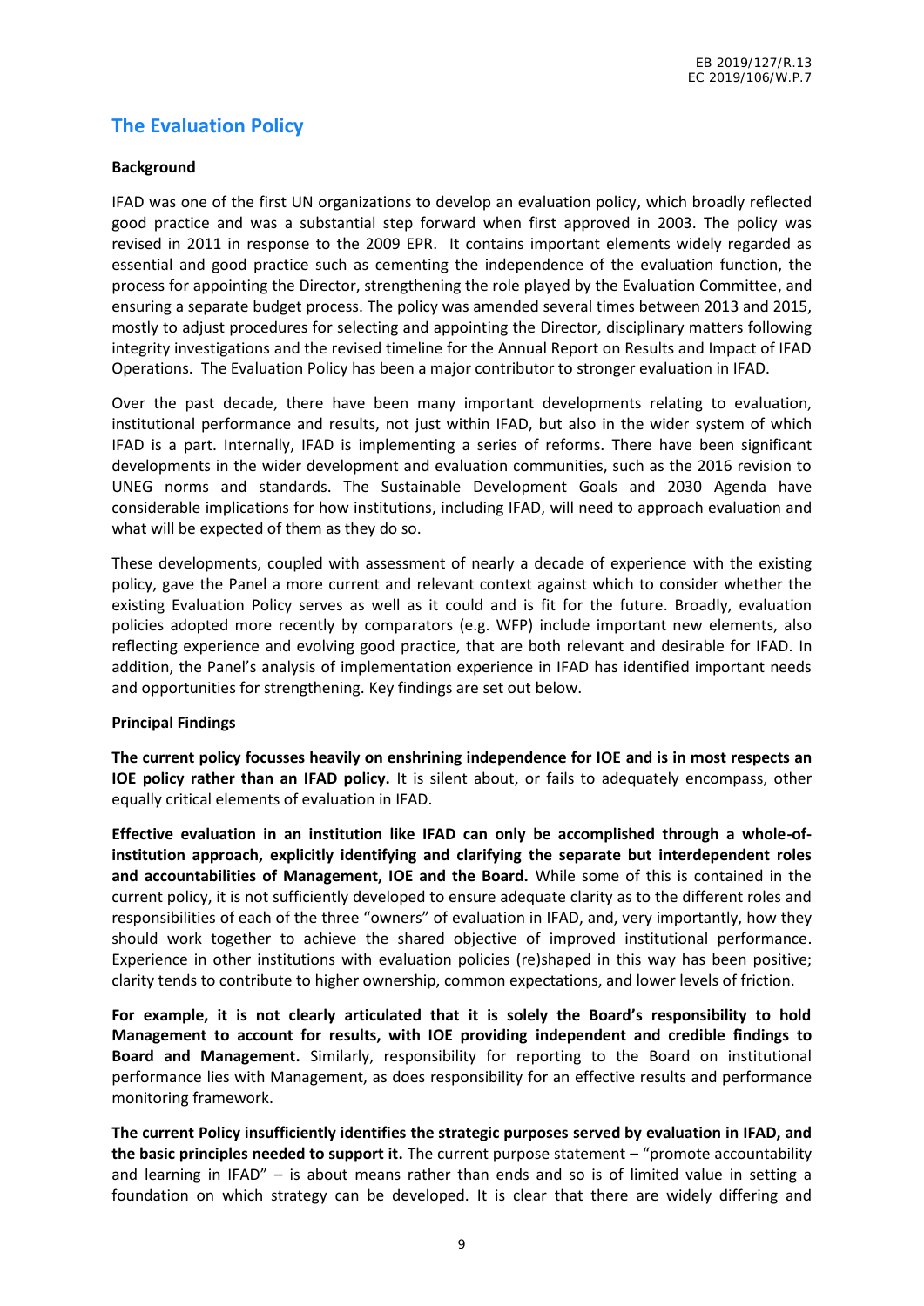## The Evaluation Policy

**Background**

IFAD was one of the first UN organizations to develop an evaluation policy, which broadly reflected good practice and was a substantial step forward when first approved in 2003. The policy was revised in 2011 in response to the 2009 EPR. It contains important elements widely regarded as essential and good practice such as cementing the independence of the evaluation function, the process for appointing the Director, strengthening the role played by the Evaluation Committee, and ensuring a separate budget process. The policy was amended several times between 2013 and 2015, mostly to adjust procedures for selecting and appointing the Director, disciplinary matters following integrity investigations and the revised timeline for the Annual Report on Results and Impact of IFAD Operations. The Evaluation Policy has been a major contributor to stronger evaluation in IFAD.

Over the past decade, there have been many important developments relating to evaluation, institutional performance and results, not just within IFAD, but also in the wider system of which IFAD is a part. Internally, IFAD is implementing a series of reforms. There have been significant developments in the wider development and evaluation communities, such as the 2016 revision to UNEG norms and standards. The Sustainable Development Goals and 2030 Agenda have considerable implications for how institutions, including IFAD, will need to approach evaluation and what will be expected of them as they do so.

These developments, coupled with assessment of nearly a decade of experience with the existing policy, gave the Panel a more current and relevant context against which to consider whether the existing Evaluation Policy serves as well as it could and is fit for the future. Broadly, evaluation policies adopted more recently by comparators (e.g. WFP) include important new elements, also reflecting experience and evolving good practice, that are both relevant and desirable for IFAD. In addition, the Panel's analysis of implementation experience in IFAD has identified important needs and opportunities for strengthening. Key findings are set out below.

**Principal Findings**

**The current policy focusses heavily on enshrining independence for IOE and is in most respects an IOE policy rather than an IFAD policy.** It is silent about, or fails to adequately encompass, other equally critical elements of evaluation in IFAD.

**Effective evaluation in an institution like IFAD can only be accomplished through a whole-of-institution approach, explicitly identifying and clarifying the separate but interdependent roles and accountabilities of Management, IOE and the Board.** While some of this is contained in the current policy, it is not sufficiently developed to ensure adequate clarity as to the different roles and responsibilities of each of the three "owners" of evaluation in IFAD, and, very importantly, how they should work together to achieve the shared objective of improved institutional performance. Experience in other institutions with evaluation policies (re)shaped in this way has been positive; clarity tends to contribute to higher ownership, common expectations, and lower levels of friction.

**For example, it is not clearly articulated that it is solely the Board's responsibility to hold Management to account for results, with IOE providing independent and credible findings to Board and Management.** Similarly, responsibility for reporting to the Board on institutional performance lies with Management, as does responsibility for an effective results and performance monitoring framework.

**The current Policy insufficiently identifies the strategic purposes served by evaluation in IFAD, and the basic principles needed to support it.** The current purpose statement – "promote accountability and learning in IFAD" – is about means rather than ends and so is of limited value in setting a foundation on which strategy can be developed. It is clear that there are widely differing and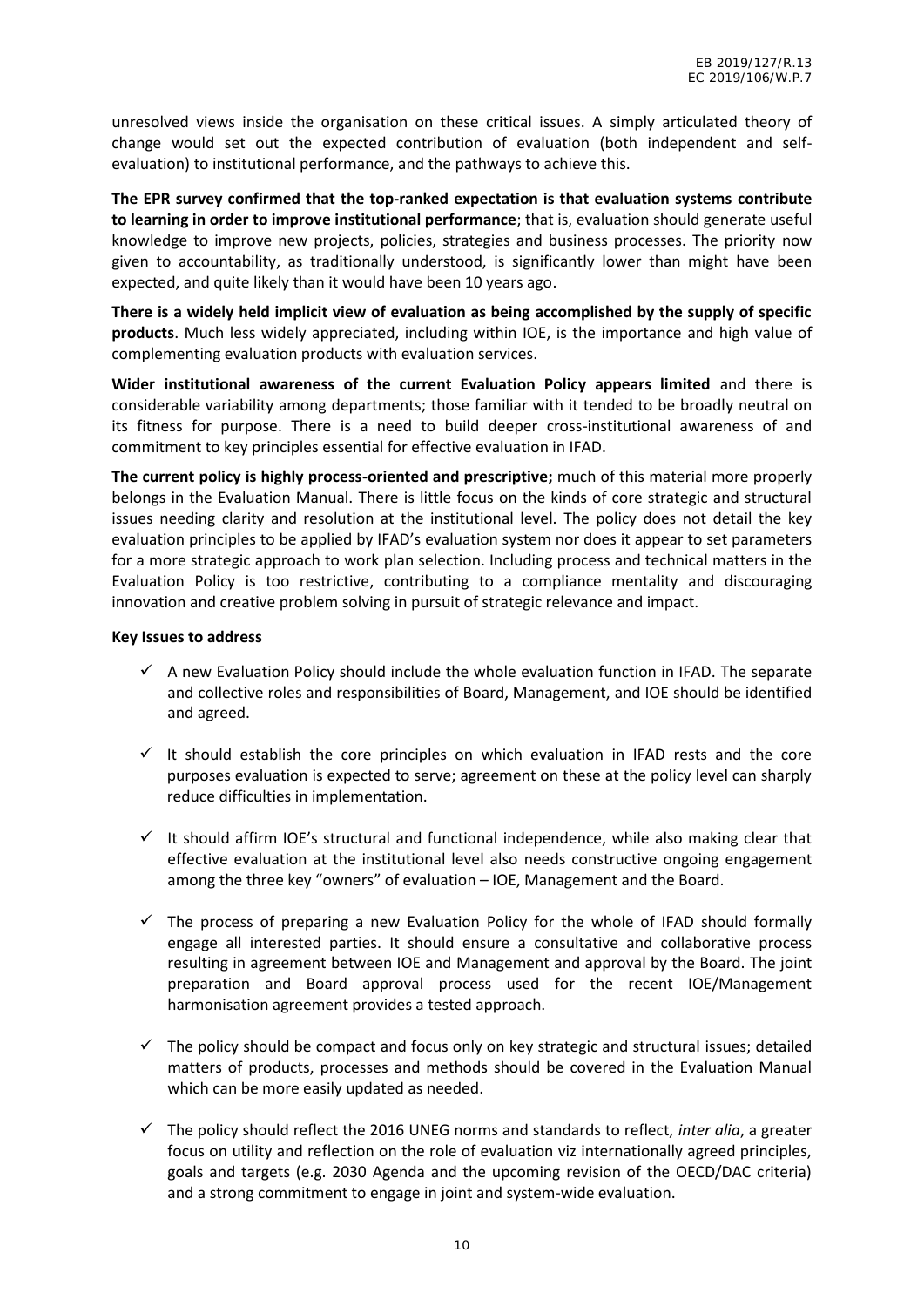unresolved views inside the organisation on these critical issues. A simply articulated theory of change would set out the expected contribution of evaluation (both independent and self-evaluation) to institutional performance, and the pathways to achieve this.

**The EPR survey confirmed that the top-ranked expectation is that evaluation systems contribute to learning in order to improve institutional performance**; that is, evaluation should generate useful knowledge to improve new projects, policies, strategies and business processes. The priority now given to accountability, as traditionally understood, is significantly lower than might have been expected, and quite likely than it would have been 10 years ago.

**There is a widely held implicit view of evaluation as being accomplished by the supply of specific products**. Much less widely appreciated, including within IOE, is the importance and high value of complementing evaluation products with evaluation services.

**Wider institutional awareness of the current Evaluation Policy appears limited** and there is considerable variability among departments; those familiar with it tended to be broadly neutral on its fitness for purpose. There is a need to build deeper cross-institutional awareness of and commitment to key principles essential for effective evaluation in IFAD.

**The current policy is highly process-oriented and prescriptive;** much of this material more properly belongs in the Evaluation Manual. There is little focus on the kinds of core strategic and structural issues needing clarity and resolution at the institutional level. The policy does not detail the key evaluation principles to be applied by IFAD's evaluation system nor does it appear to set parameters for a more strategic approach to work plan selection. Including process and technical matters in the Evaluation Policy is too restrictive, contributing to a compliance mentality and discouraging innovation and creative problem solving in pursuit of strategic relevance and impact.

**Key Issues to address**

- ✓ A new Evaluation Policy should include the whole evaluation function in IFAD. The separate and collective roles and responsibilities of Board, Management, and IOE should be identified and agreed.

- ✓ It should establish the core principles on which evaluation in IFAD rests and the core purposes evaluation is expected to serve; agreement on these at the policy level can sharply reduce difficulties in implementation.

- ✓ It should affirm IOE's structural and functional independence, while also making clear that effective evaluation at the institutional level also needs constructive ongoing engagement among the three key "owners" of evaluation – IOE, Management and the Board.

- ✓ The process of preparing a new Evaluation Policy for the whole of IFAD should formally engage all interested parties. It should ensure a consultative and collaborative process resulting in agreement between IOE and Management and approval by the Board. The joint preparation and Board approval process used for the recent IOE/Management harmonisation agreement provides a tested approach.

- ✓ The policy should be compact and focus only on key strategic and structural issues; detailed matters of products, processes and methods should be covered in the Evaluation Manual which can be more easily updated as needed.

- ✓ The policy should reflect the 2016 UNEG norms and standards to reflect, *inter alia*, a greater focus on utility and reflection on the role of evaluation viz internationally agreed principles, goals and targets (e.g. 2030 Agenda and the upcoming revision of the OECD/DAC criteria) and a strong commitment to engage in joint and system-wide evaluation.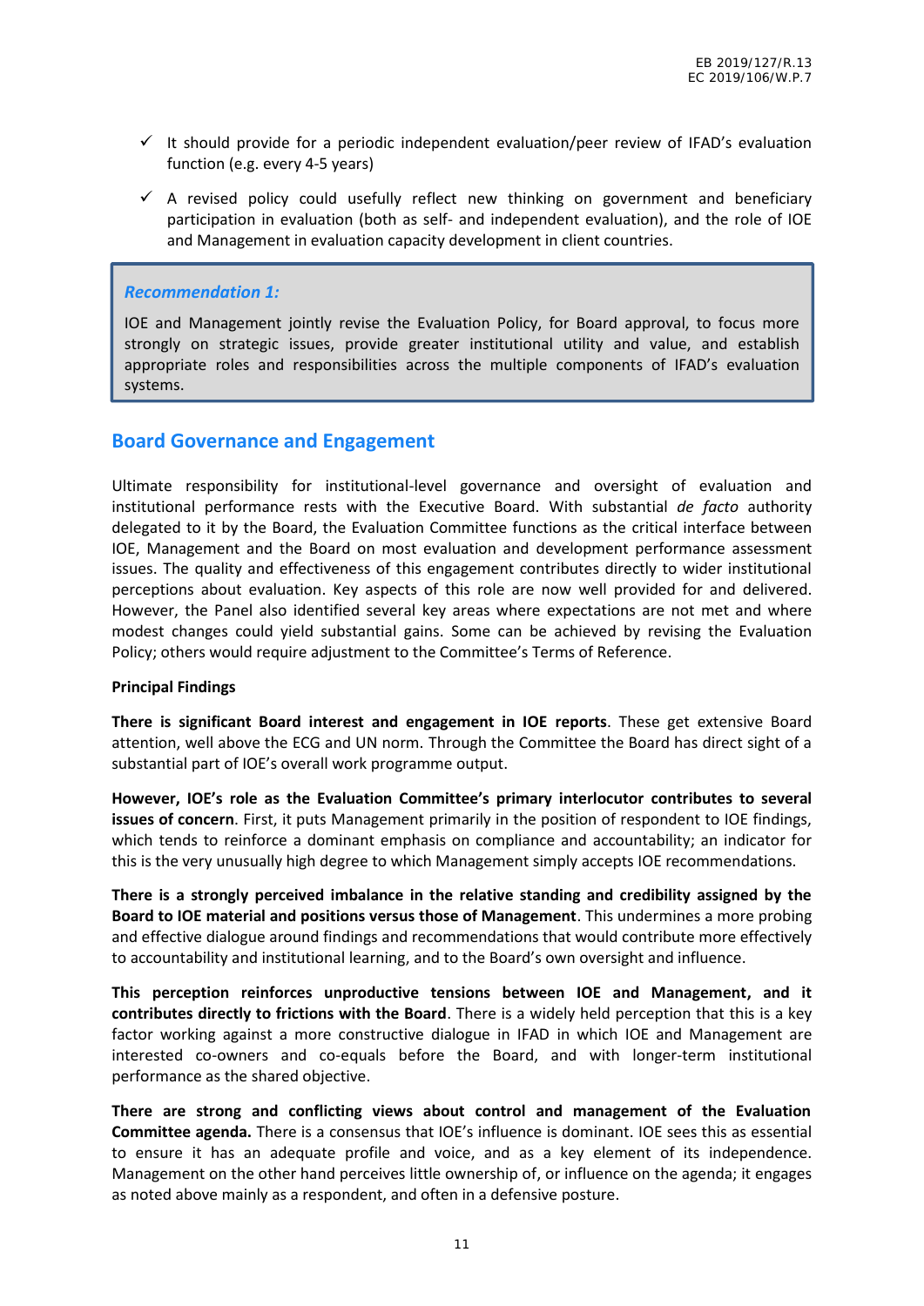- ✓ It should provide for a periodic independent evaluation/peer review of IFAD's evaluation function (e.g. every 4-5 years)
- ✓ A revised policy could usefully reflect new thinking on government and beneficiary participation in evaluation (both as self- and independent evaluation), and the role of IOE and Management in evaluation capacity development in client countries.

> ***Recommendation 1:***
>
> IOE and Management jointly revise the Evaluation Policy, for Board approval, to focus more strongly on strategic issues, provide greater institutional utility and value, and establish appropriate roles and responsibilities across the multiple components of IFAD's evaluation systems.

## Board Governance and Engagement

Ultimate responsibility for institutional-level governance and oversight of evaluation and institutional performance rests with the Executive Board. With substantial *de facto* authority delegated to it by the Board, the Evaluation Committee functions as the critical interface between IOE, Management and the Board on most evaluation and development performance assessment issues. The quality and effectiveness of this engagement contributes directly to wider institutional perceptions about evaluation. Key aspects of this role are now well provided for and delivered. However, the Panel also identified several key areas where expectations are not met and where modest changes could yield substantial gains. Some can be achieved by revising the Evaluation Policy; others would require adjustment to the Committee's Terms of Reference.

**Principal Findings**

**There is significant Board interest and engagement in IOE reports**. These get extensive Board attention, well above the ECG and UN norm. Through the Committee the Board has direct sight of a substantial part of IOE's overall work programme output.

**However, IOE's role as the Evaluation Committee's primary interlocutor contributes to several issues of concern**. First, it puts Management primarily in the position of respondent to IOE findings, which tends to reinforce a dominant emphasis on compliance and accountability; an indicator for this is the very unusually high degree to which Management simply accepts IOE recommendations.

**There is a strongly perceived imbalance in the relative standing and credibility assigned by the Board to IOE material and positions versus those of Management**. This undermines a more probing and effective dialogue around findings and recommendations that would contribute more effectively to accountability and institutional learning, and to the Board's own oversight and influence.

**This perception reinforces unproductive tensions between IOE and Management, and it contributes directly to frictions with the Board**. There is a widely held perception that this is a key factor working against a more constructive dialogue in IFAD in which IOE and Management are interested co-owners and co-equals before the Board, and with longer-term institutional performance as the shared objective.

**There are strong and conflicting views about control and management of the Evaluation Committee agenda.** There is a consensus that IOE's influence is dominant. IOE sees this as essential to ensure it has an adequate profile and voice, and as a key element of its independence. Management on the other hand perceives little ownership of, or influence on the agenda; it engages as noted above mainly as a respondent, and often in a defensive posture.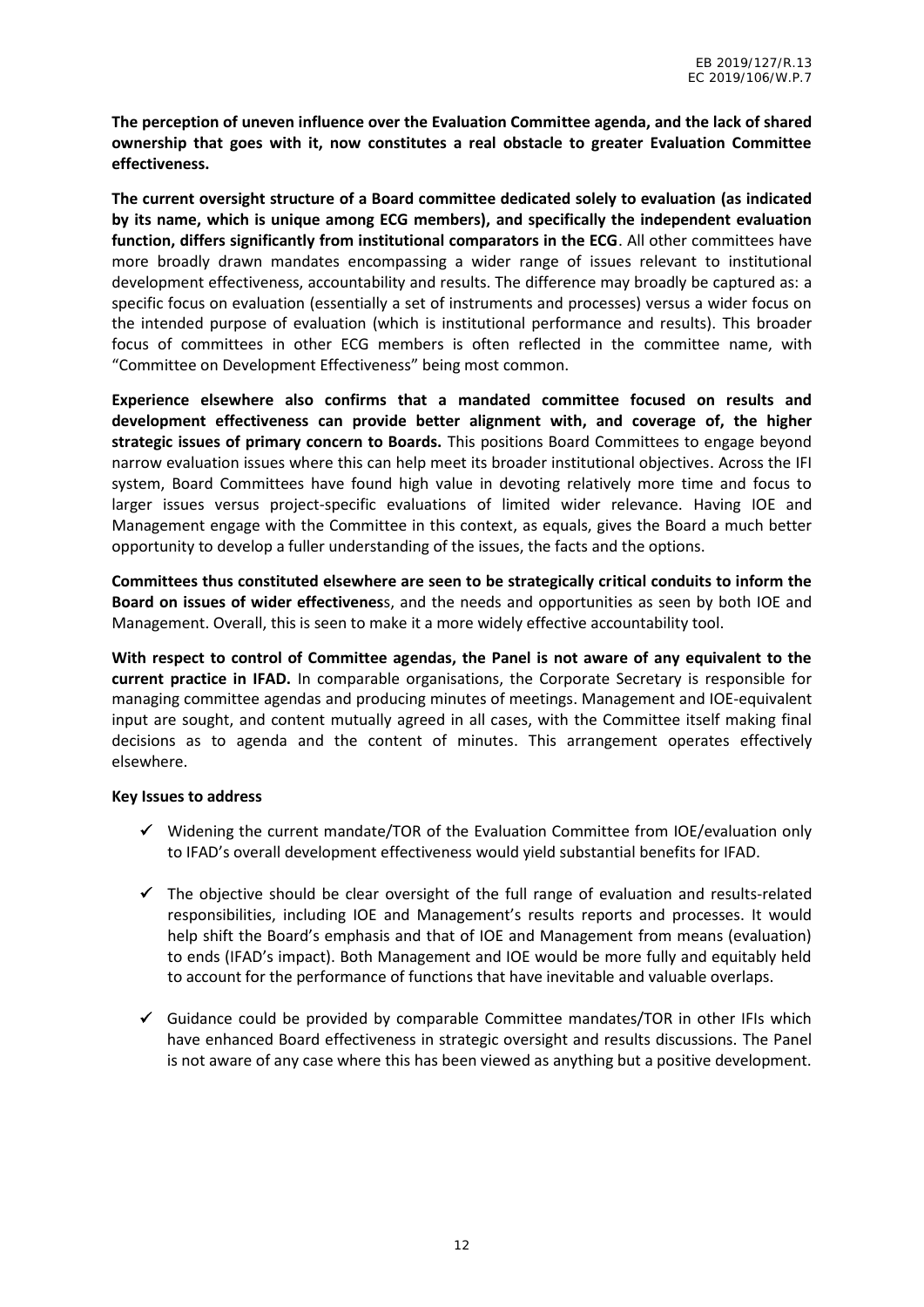**The perception of uneven influence over the Evaluation Committee agenda, and the lack of shared ownership that goes with it, now constitutes a real obstacle to greater Evaluation Committee effectiveness.**

**The current oversight structure of a Board committee dedicated solely to evaluation (as indicated by its name, which is unique among ECG members), and specifically the independent evaluation function, differs significantly from institutional comparators in the ECG**. All other committees have more broadly drawn mandates encompassing a wider range of issues relevant to institutional development effectiveness, accountability and results. The difference may broadly be captured as: a specific focus on evaluation (essentially a set of instruments and processes) versus a wider focus on the intended purpose of evaluation (which is institutional performance and results). This broader focus of committees in other ECG members is often reflected in the committee name, with "Committee on Development Effectiveness" being most common.

**Experience elsewhere also confirms that a mandated committee focused on results and development effectiveness can provide better alignment with, and coverage of, the higher strategic issues of primary concern to Boards.** This positions Board Committees to engage beyond narrow evaluation issues where this can help meet its broader institutional objectives. Across the IFI system, Board Committees have found high value in devoting relatively more time and focus to larger issues versus project-specific evaluations of limited wider relevance. Having IOE and Management engage with the Committee in this context, as equals, gives the Board a much better opportunity to develop a fuller understanding of the issues, the facts and the options.

**Committees thus constituted elsewhere are seen to be strategically critical conduits to inform the Board on issues of wider effectivenes**s, and the needs and opportunities as seen by both IOE and Management. Overall, this is seen to make it a more widely effective accountability tool.

**With respect to control of Committee agendas, the Panel is not aware of any equivalent to the current practice in IFAD.** In comparable organisations, the Corporate Secretary is responsible for managing committee agendas and producing minutes of meetings. Management and IOE-equivalent input are sought, and content mutually agreed in all cases, with the Committee itself making final decisions as to agenda and the content of minutes. This arrangement operates effectively elsewhere.

**Key Issues to address**

- ✓ Widening the current mandate/TOR of the Evaluation Committee from IOE/evaluation only to IFAD's overall development effectiveness would yield substantial benefits for IFAD.
- ✓ The objective should be clear oversight of the full range of evaluation and results-related responsibilities, including IOE and Management's results reports and processes. It would help shift the Board's emphasis and that of IOE and Management from means (evaluation) to ends (IFAD's impact). Both Management and IOE would be more fully and equitably held to account for the performance of functions that have inevitable and valuable overlaps.
- ✓ Guidance could be provided by comparable Committee mandates/TOR in other IFIs which have enhanced Board effectiveness in strategic oversight and results discussions. The Panel is not aware of any case where this has been viewed as anything but a positive development.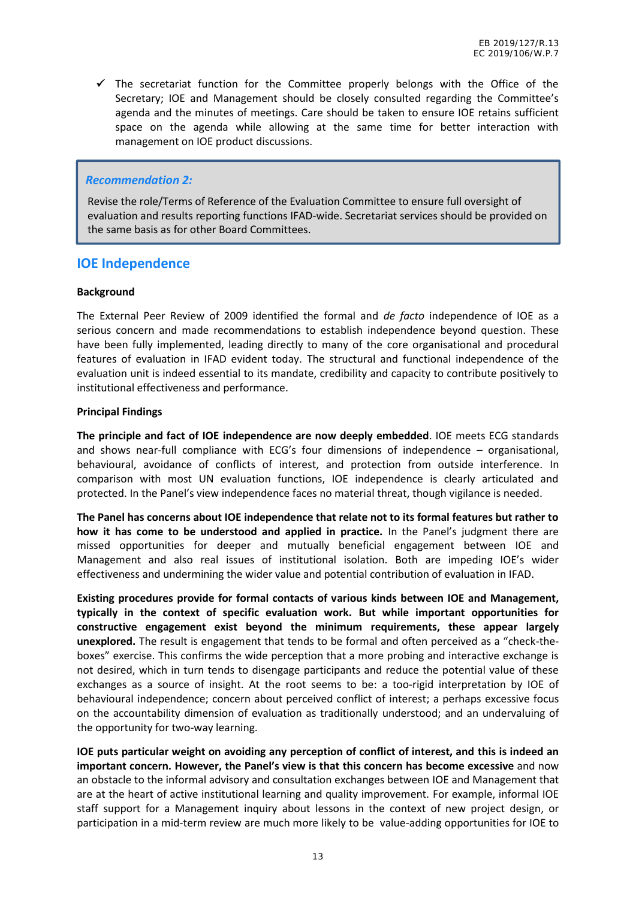- ✓ The secretariat function for the Committee properly belongs with the Office of the Secretary; IOE and Management should be closely consulted regarding the Committee's agenda and the minutes of meetings. Care should be taken to ensure IOE retains sufficient space on the agenda while allowing at the same time for better interaction with management on IOE product discussions.

> ***Recommendation 2:***
>
> Revise the role/Terms of Reference of the Evaluation Committee to ensure full oversight of evaluation and results reporting functions IFAD-wide. Secretariat services should be provided on the same basis as for other Board Committees.

## IOE Independence

**Background**

The External Peer Review of 2009 identified the formal and *de facto* independence of IOE as a serious concern and made recommendations to establish independence beyond question. These have been fully implemented, leading directly to many of the core organisational and procedural features of evaluation in IFAD evident today. The structural and functional independence of the evaluation unit is indeed essential to its mandate, credibility and capacity to contribute positively to institutional effectiveness and performance.

**Principal Findings**

**The principle and fact of IOE independence are now deeply embedded**. IOE meets ECG standards and shows near-full compliance with ECG's four dimensions of independence – organisational, behavioural, avoidance of conflicts of interest, and protection from outside interference. In comparison with most UN evaluation functions, IOE independence is clearly articulated and protected. In the Panel's view independence faces no material threat, though vigilance is needed.

**The Panel has concerns about IOE independence that relate not to its formal features but rather to how it has come to be understood and applied in practice.** In the Panel's judgment there are missed opportunities for deeper and mutually beneficial engagement between IOE and Management and also real issues of institutional isolation. Both are impeding IOE's wider effectiveness and undermining the wider value and potential contribution of evaluation in IFAD.

**Existing procedures provide for formal contacts of various kinds between IOE and Management, typically in the context of specific evaluation work. But while important opportunities for constructive engagement exist beyond the minimum requirements, these appear largely unexplored.** The result is engagement that tends to be formal and often perceived as a "check-the-boxes" exercise. This confirms the wide perception that a more probing and interactive exchange is not desired, which in turn tends to disengage participants and reduce the potential value of these exchanges as a source of insight. At the root seems to be: a too-rigid interpretation by IOE of behavioural independence; concern about perceived conflict of interest; a perhaps excessive focus on the accountability dimension of evaluation as traditionally understood; and an undervaluing of the opportunity for two-way learning.

**IOE puts particular weight on avoiding any perception of conflict of interest, and this is indeed an important concern. However, the Panel's view is that this concern has become excessive** and now an obstacle to the informal advisory and consultation exchanges between IOE and Management that are at the heart of active institutional learning and quality improvement. For example, informal IOE staff support for a Management inquiry about lessons in the context of new project design, or participation in a mid-term review are much more likely to be value-adding opportunities for IOE to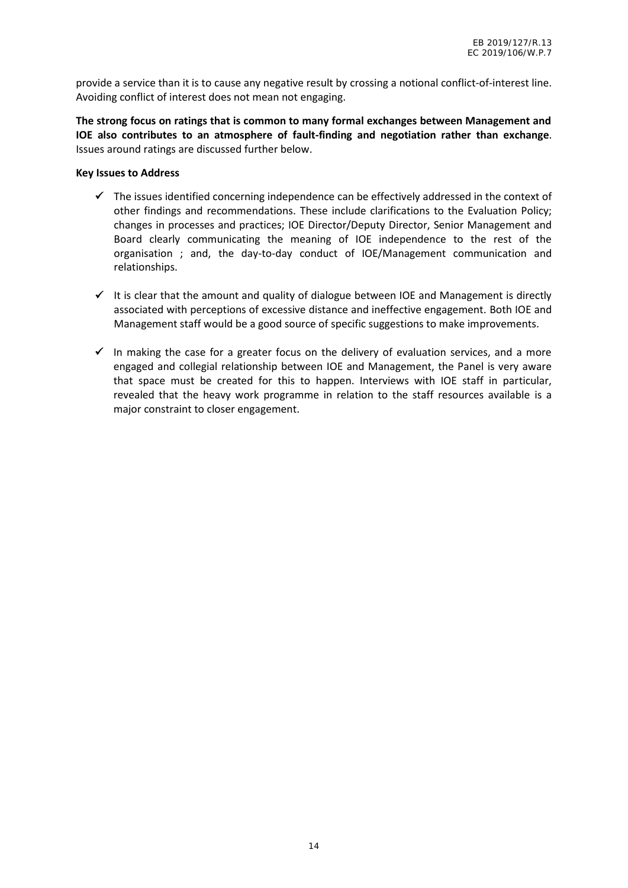provide a service than it is to cause any negative result by crossing a notional conflict-of-interest line. Avoiding conflict of interest does not mean not engaging.

**The strong focus on ratings that is common to many formal exchanges between Management and IOE also contributes to an atmosphere of fault-finding and negotiation rather than exchange**. Issues around ratings are discussed further below.

**Key Issues to Address**

- ✓ The issues identified concerning independence can be effectively addressed in the context of other findings and recommendations. These include clarifications to the Evaluation Policy; changes in processes and practices; IOE Director/Deputy Director, Senior Management and Board clearly communicating the meaning of IOE independence to the rest of the organisation ; and, the day-to-day conduct of IOE/Management communication and relationships.

- ✓ It is clear that the amount and quality of dialogue between IOE and Management is directly associated with perceptions of excessive distance and ineffective engagement. Both IOE and Management staff would be a good source of specific suggestions to make improvements.

- ✓ In making the case for a greater focus on the delivery of evaluation services, and a more engaged and collegial relationship between IOE and Management, the Panel is very aware that space must be created for this to happen. Interviews with IOE staff in particular, revealed that the heavy work programme in relation to the staff resources available is a major constraint to closer engagement.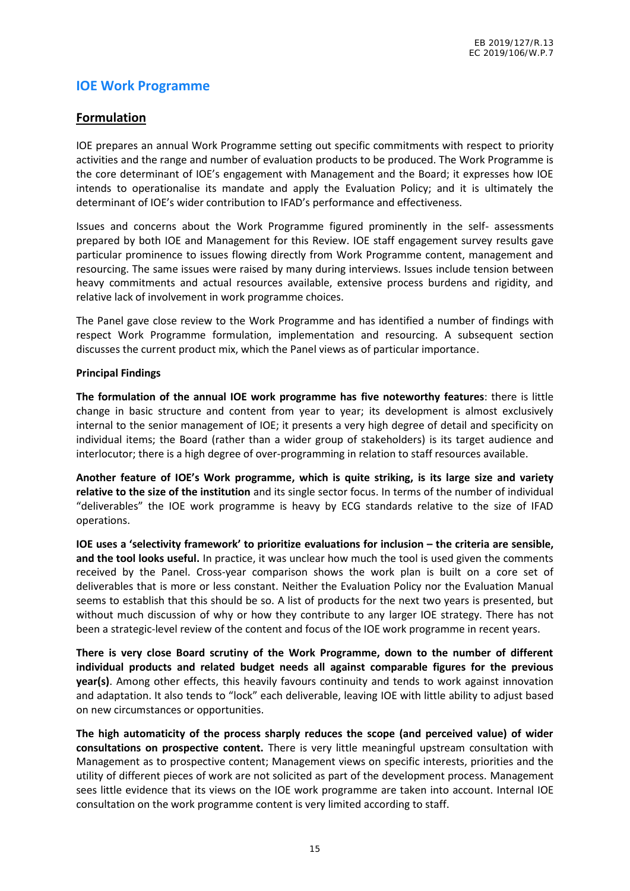## IOE Work Programme

### Formulation

IOE prepares an annual Work Programme setting out specific commitments with respect to priority activities and the range and number of evaluation products to be produced. The Work Programme is the core determinant of IOE's engagement with Management and the Board; it expresses how IOE intends to operationalise its mandate and apply the Evaluation Policy; and it is ultimately the determinant of IOE's wider contribution to IFAD's performance and effectiveness.

Issues and concerns about the Work Programme figured prominently in the self- assessments prepared by both IOE and Management for this Review. IOE staff engagement survey results gave particular prominence to issues flowing directly from Work Programme content, management and resourcing. The same issues were raised by many during interviews. Issues include tension between heavy commitments and actual resources available, extensive process burdens and rigidity, and relative lack of involvement in work programme choices.

The Panel gave close review to the Work Programme and has identified a number of findings with respect Work Programme formulation, implementation and resourcing. A subsequent section discusses the current product mix, which the Panel views as of particular importance.

**Principal Findings**

**The formulation of the annual IOE work programme has five noteworthy features**: there is little change in basic structure and content from year to year; its development is almost exclusively internal to the senior management of IOE; it presents a very high degree of detail and specificity on individual items; the Board (rather than a wider group of stakeholders) is its target audience and interlocutor; there is a high degree of over-programming in relation to staff resources available.

**Another feature of IOE's Work programme, which is quite striking, is its large size and variety relative to the size of the institution** and its single sector focus. In terms of the number of individual "deliverables" the IOE work programme is heavy by ECG standards relative to the size of IFAD operations.

**IOE uses a 'selectivity framework' to prioritize evaluations for inclusion – the criteria are sensible, and the tool looks useful.** In practice, it was unclear how much the tool is used given the comments received by the Panel. Cross-year comparison shows the work plan is built on a core set of deliverables that is more or less constant. Neither the Evaluation Policy nor the Evaluation Manual seems to establish that this should be so. A list of products for the next two years is presented, but without much discussion of why or how they contribute to any larger IOE strategy. There has not been a strategic-level review of the content and focus of the IOE work programme in recent years.

**There is very close Board scrutiny of the Work Programme, down to the number of different individual products and related budget needs all against comparable figures for the previous year(s)**. Among other effects, this heavily favours continuity and tends to work against innovation and adaptation. It also tends to "lock" each deliverable, leaving IOE with little ability to adjust based on new circumstances or opportunities.

**The high automaticity of the process sharply reduces the scope (and perceived value) of wider consultations on prospective content.** There is very little meaningful upstream consultation with Management as to prospective content; Management views on specific interests, priorities and the utility of different pieces of work are not solicited as part of the development process. Management sees little evidence that its views on the IOE work programme are taken into account. Internal IOE consultation on the work programme content is very limited according to staff.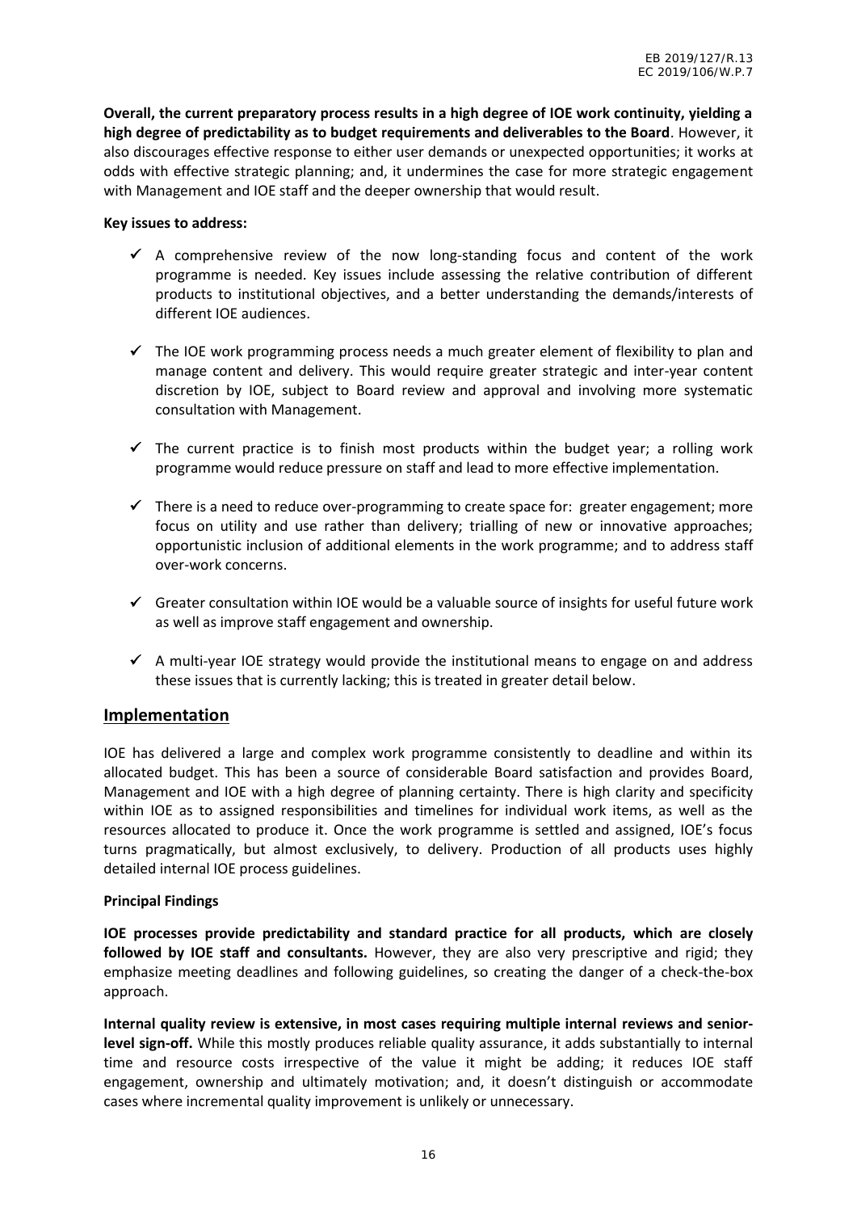**Overall, the current preparatory process results in a high degree of IOE work continuity, yielding a high degree of predictability as to budget requirements and deliverables to the Board**. However, it also discourages effective response to either user demands or unexpected opportunities; it works at odds with effective strategic planning; and, it undermines the case for more strategic engagement with Management and IOE staff and the deeper ownership that would result.

**Key issues to address:**

- ✓ A comprehensive review of the now long-standing focus and content of the work programme is needed. Key issues include assessing the relative contribution of different products to institutional objectives, and a better understanding the demands/interests of different IOE audiences.
- ✓ The IOE work programming process needs a much greater element of flexibility to plan and manage content and delivery. This would require greater strategic and inter-year content discretion by IOE, subject to Board review and approval and involving more systematic consultation with Management.
- ✓ The current practice is to finish most products within the budget year; a rolling work programme would reduce pressure on staff and lead to more effective implementation.
- ✓ There is a need to reduce over-programming to create space for: greater engagement; more focus on utility and use rather than delivery; trialling of new or innovative approaches; opportunistic inclusion of additional elements in the work programme; and to address staff over-work concerns.
- ✓ Greater consultation within IOE would be a valuable source of insights for useful future work as well as improve staff engagement and ownership.
- ✓ A multi-year IOE strategy would provide the institutional means to engage on and address these issues that is currently lacking; this is treated in greater detail below.

## Implementation

IOE has delivered a large and complex work programme consistently to deadline and within its allocated budget. This has been a source of considerable Board satisfaction and provides Board, Management and IOE with a high degree of planning certainty. There is high clarity and specificity within IOE as to assigned responsibilities and timelines for individual work items, as well as the resources allocated to produce it. Once the work programme is settled and assigned, IOE's focus turns pragmatically, but almost exclusively, to delivery. Production of all products uses highly detailed internal IOE process guidelines.

**Principal Findings**

**IOE processes provide predictability and standard practice for all products, which are closely followed by IOE staff and consultants.** However, they are also very prescriptive and rigid; they emphasize meeting deadlines and following guidelines, so creating the danger of a check-the-box approach.

**Internal quality review is extensive, in most cases requiring multiple internal reviews and senior-level sign-off.** While this mostly produces reliable quality assurance, it adds substantially to internal time and resource costs irrespective of the value it might be adding; it reduces IOE staff engagement, ownership and ultimately motivation; and, it doesn't distinguish or accommodate cases where incremental quality improvement is unlikely or unnecessary.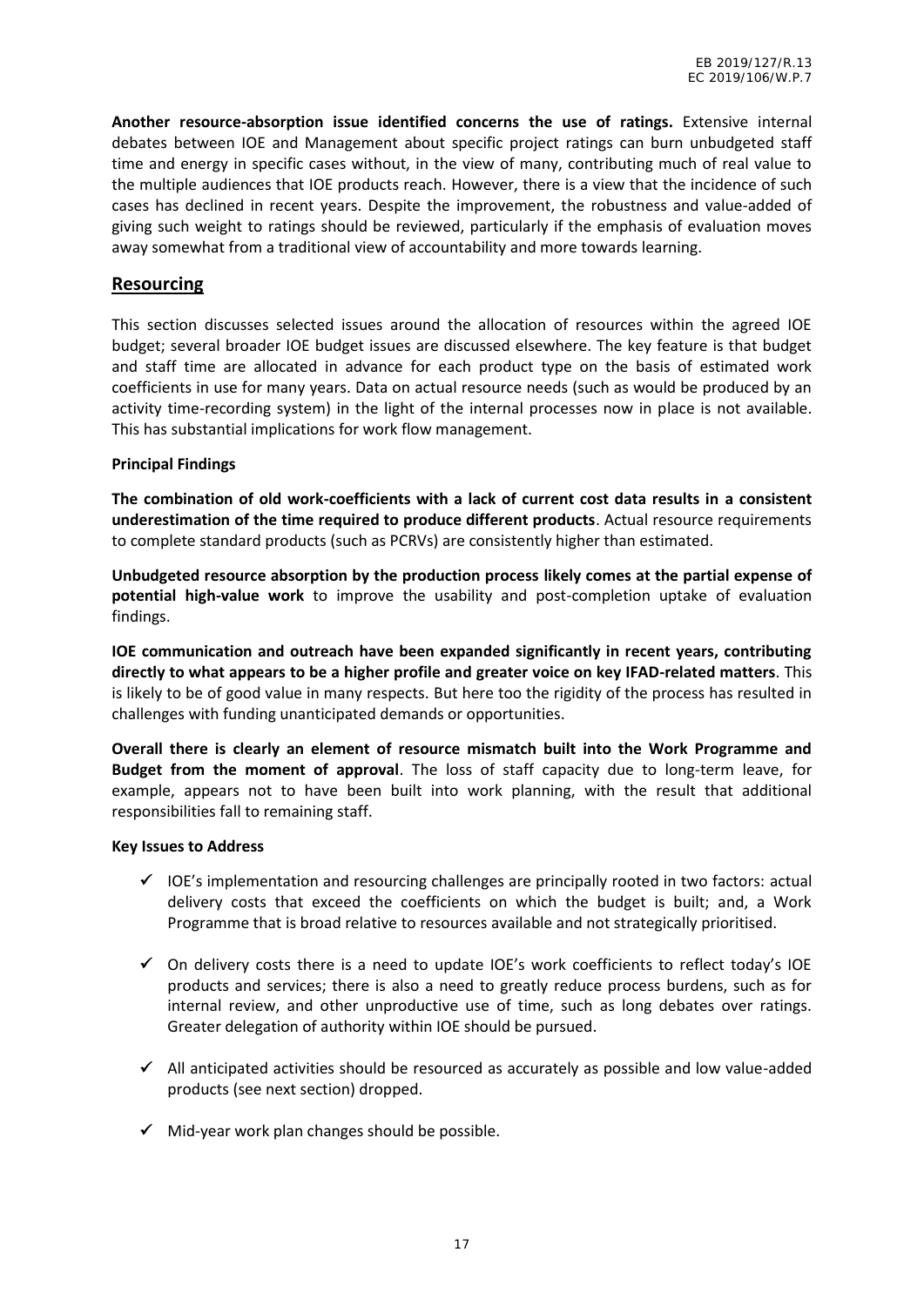**Another resource-absorption issue identified concerns the use of ratings.** Extensive internal debates between IOE and Management about specific project ratings can burn unbudgeted staff time and energy in specific cases without, in the view of many, contributing much of real value to the multiple audiences that IOE products reach. However, there is a view that the incidence of such cases has declined in recent years. Despite the improvement, the robustness and value-added of giving such weight to ratings should be reviewed, particularly if the emphasis of evaluation moves away somewhat from a traditional view of accountability and more towards learning.

## Resourcing

This section discusses selected issues around the allocation of resources within the agreed IOE budget; several broader IOE budget issues are discussed elsewhere. The key feature is that budget and staff time are allocated in advance for each product type on the basis of estimated work coefficients in use for many years. Data on actual resource needs (such as would be produced by an activity time-recording system) in the light of the internal processes now in place is not available. This has substantial implications for work flow management.

**Principal Findings**

**The combination of old work-coefficients with a lack of current cost data results in a consistent underestimation of the time required to produce different products**. Actual resource requirements to complete standard products (such as PCRVs) are consistently higher than estimated.

**Unbudgeted resource absorption by the production process likely comes at the partial expense of potential high-value work** to improve the usability and post-completion uptake of evaluation findings.

**IOE communication and outreach have been expanded significantly in recent years, contributing directly to what appears to be a higher profile and greater voice on key IFAD-related matters**. This is likely to be of good value in many respects. But here too the rigidity of the process has resulted in challenges with funding unanticipated demands or opportunities.

**Overall there is clearly an element of resource mismatch built into the Work Programme and Budget from the moment of approval**. The loss of staff capacity due to long-term leave, for example, appears not to have been built into work planning, with the result that additional responsibilities fall to remaining staff.

**Key Issues to Address**

- ✓ IOE's implementation and resourcing challenges are principally rooted in two factors: actual delivery costs that exceed the coefficients on which the budget is built; and, a Work Programme that is broad relative to resources available and not strategically prioritised.
- ✓ On delivery costs there is a need to update IOE's work coefficients to reflect today's IOE products and services; there is also a need to greatly reduce process burdens, such as for internal review, and other unproductive use of time, such as long debates over ratings. Greater delegation of authority within IOE should be pursued.
- ✓ All anticipated activities should be resourced as accurately as possible and low value-added products (see next section) dropped.
- ✓ Mid-year work plan changes should be possible.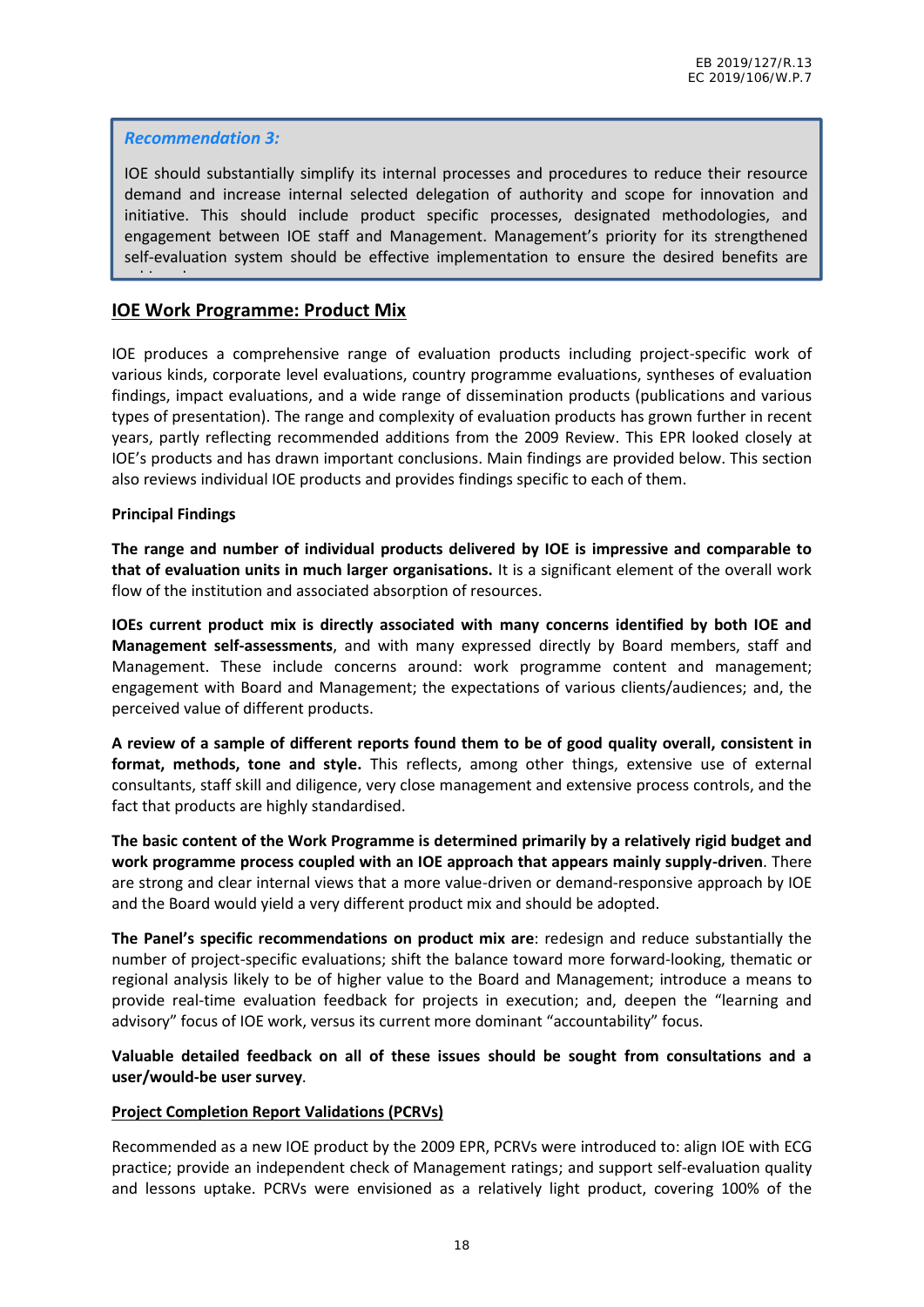> ***Recommendation 3:***
>
> IOE should substantially simplify its internal processes and procedures to reduce their resource demand and increase internal selected delegation of authority and scope for innovation and initiative. This should include product specific processes, designated methodologies, and engagement between IOE staff and Management. Management's priority for its strengthened self-evaluation system should be effective implementation to ensure the desired benefits are achieved.

## IOE Work Programme: Product Mix

IOE produces a comprehensive range of evaluation products including project-specific work of various kinds, corporate level evaluations, country programme evaluations, syntheses of evaluation findings, impact evaluations, and a wide range of dissemination products (publications and various types of presentation). The range and complexity of evaluation products has grown further in recent years, partly reflecting recommended additions from the 2009 Review. This EPR looked closely at IOE's products and has drawn important conclusions. Main findings are provided below. This section also reviews individual IOE products and provides findings specific to each of them.

**Principal Findings**

**The range and number of individual products delivered by IOE is impressive and comparable to that of evaluation units in much larger organisations.** It is a significant element of the overall work flow of the institution and associated absorption of resources.

**IOEs current product mix is directly associated with many concerns identified by both IOE and Management self-assessments**, and with many expressed directly by Board members, staff and Management. These include concerns around: work programme content and management; engagement with Board and Management; the expectations of various clients/audiences; and, the perceived value of different products.

**A review of a sample of different reports found them to be of good quality overall, consistent in format, methods, tone and style.** This reflects, among other things, extensive use of external consultants, staff skill and diligence, very close management and extensive process controls, and the fact that products are highly standardised.

**The basic content of the Work Programme is determined primarily by a relatively rigid budget and work programme process coupled with an IOE approach that appears mainly supply-driven**. There are strong and clear internal views that a more value-driven or demand-responsive approach by IOE and the Board would yield a very different product mix and should be adopted.

**The Panel's specific recommendations on product mix are**: redesign and reduce substantially the number of project-specific evaluations; shift the balance toward more forward-looking, thematic or regional analysis likely to be of higher value to the Board and Management; introduce a means to provide real-time evaluation feedback for projects in execution; and, deepen the "learning and advisory" focus of IOE work, versus its current more dominant "accountability" focus.

**Valuable detailed feedback on all of these issues should be sought from consultations and a user/would-be user survey**.

**Project Completion Report Validations (PCRVs)**

Recommended as a new IOE product by the 2009 EPR, PCRVs were introduced to: align IOE with ECG practice; provide an independent check of Management ratings; and support self-evaluation quality and lessons uptake. PCRVs were envisioned as a relatively light product, covering 100% of the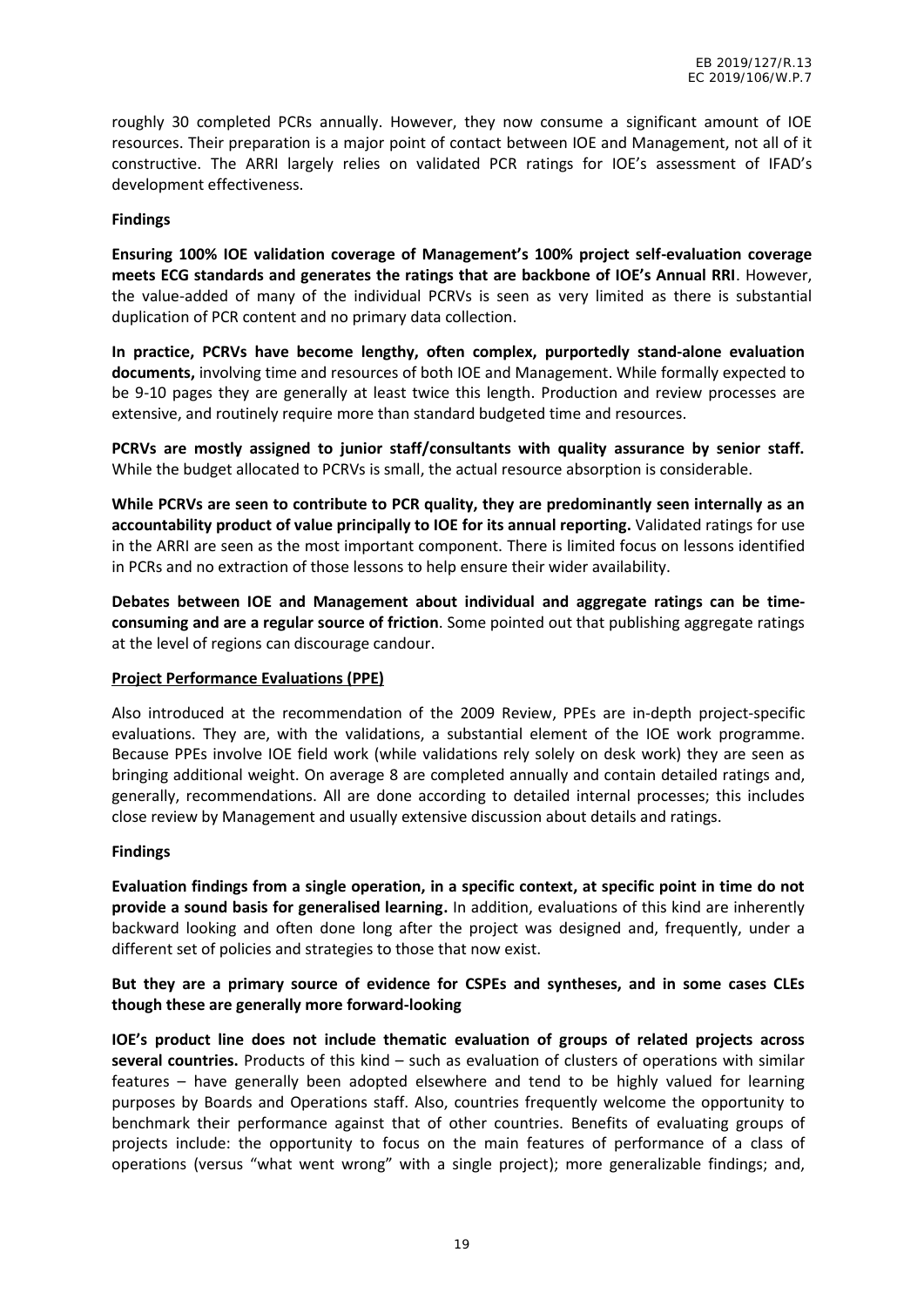roughly 30 completed PCRs annually. However, they now consume a significant amount of IOE resources. Their preparation is a major point of contact between IOE and Management, not all of it constructive. The ARRI largely relies on validated PCR ratings for IOE's assessment of IFAD's development effectiveness.

**Findings**

**Ensuring 100% IOE validation coverage of Management's 100% project self-evaluation coverage meets ECG standards and generates the ratings that are backbone of IOE's Annual RRI**. However, the value-added of many of the individual PCRVs is seen as very limited as there is substantial duplication of PCR content and no primary data collection.

**In practice, PCRVs have become lengthy, often complex, purportedly stand-alone evaluation documents,** involving time and resources of both IOE and Management. While formally expected to be 9-10 pages they are generally at least twice this length. Production and review processes are extensive, and routinely require more than standard budgeted time and resources.

**PCRVs are mostly assigned to junior staff/consultants with quality assurance by senior staff.** While the budget allocated to PCRVs is small, the actual resource absorption is considerable.

**While PCRVs are seen to contribute to PCR quality, they are predominantly seen internally as an accountability product of value principally to IOE for its annual reporting.** Validated ratings for use in the ARRI are seen as the most important component. There is limited focus on lessons identified in PCRs and no extraction of those lessons to help ensure their wider availability.

**Debates between IOE and Management about individual and aggregate ratings can be time-consuming and are a regular source of friction**. Some pointed out that publishing aggregate ratings at the level of regions can discourage candour.

**Project Performance Evaluations (PPE)**

Also introduced at the recommendation of the 2009 Review, PPEs are in-depth project-specific evaluations. They are, with the validations, a substantial element of the IOE work programme. Because PPEs involve IOE field work (while validations rely solely on desk work) they are seen as bringing additional weight. On average 8 are completed annually and contain detailed ratings and, generally, recommendations. All are done according to detailed internal processes; this includes close review by Management and usually extensive discussion about details and ratings.

**Findings**

**Evaluation findings from a single operation, in a specific context, at specific point in time do not provide a sound basis for generalised learning.** In addition, evaluations of this kind are inherently backward looking and often done long after the project was designed and, frequently, under a different set of policies and strategies to those that now exist.

**But they are a primary source of evidence for CSPEs and syntheses, and in some cases CLEs though these are generally more forward-looking**

**IOE's product line does not include thematic evaluation of groups of related projects across several countries.** Products of this kind – such as evaluation of clusters of operations with similar features – have generally been adopted elsewhere and tend to be highly valued for learning purposes by Boards and Operations staff. Also, countries frequently welcome the opportunity to benchmark their performance against that of other countries. Benefits of evaluating groups of projects include: the opportunity to focus on the main features of performance of a class of operations (versus "what went wrong" with a single project); more generalizable findings; and,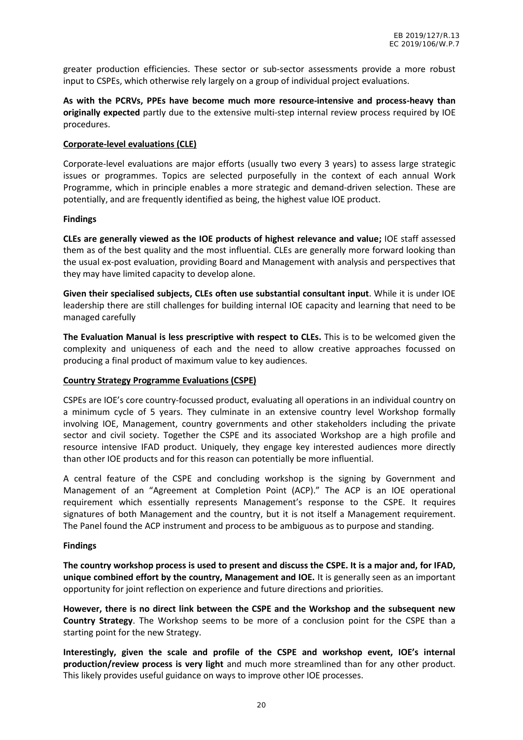greater production efficiencies. These sector or sub-sector assessments provide a more robust input to CSPEs, which otherwise rely largely on a group of individual project evaluations.

**As with the PCRVs, PPEs have become much more resource-intensive and process-heavy than originally expected** partly due to the extensive multi-step internal review process required by IOE procedures.

**Corporate-level evaluations (CLE)**

Corporate-level evaluations are major efforts (usually two every 3 years) to assess large strategic issues or programmes. Topics are selected purposefully in the context of each annual Work Programme, which in principle enables a more strategic and demand-driven selection. These are potentially, and are frequently identified as being, the highest value IOE product.

**Findings**

**CLEs are generally viewed as the IOE products of highest relevance and value;** IOE staff assessed them as of the best quality and the most influential. CLEs are generally more forward looking than the usual ex-post evaluation, providing Board and Management with analysis and perspectives that they may have limited capacity to develop alone.

**Given their specialised subjects, CLEs often use substantial consultant input**. While it is under IOE leadership there are still challenges for building internal IOE capacity and learning that need to be managed carefully

**The Evaluation Manual is less prescriptive with respect to CLEs.** This is to be welcomed given the complexity and uniqueness of each and the need to allow creative approaches focussed on producing a final product of maximum value to key audiences.

**Country Strategy Programme Evaluations (CSPE)**

CSPEs are IOE's core country-focussed product, evaluating all operations in an individual country on a minimum cycle of 5 years. They culminate in an extensive country level Workshop formally involving IOE, Management, country governments and other stakeholders including the private sector and civil society. Together the CSPE and its associated Workshop are a high profile and resource intensive IFAD product. Uniquely, they engage key interested audiences more directly than other IOE products and for this reason can potentially be more influential.

A central feature of the CSPE and concluding workshop is the signing by Government and Management of an "Agreement at Completion Point (ACP)." The ACP is an IOE operational requirement which essentially represents Management's response to the CSPE. It requires signatures of both Management and the country, but it is not itself a Management requirement. The Panel found the ACP instrument and process to be ambiguous as to purpose and standing.

**Findings**

**The country workshop process is used to present and discuss the CSPE. It is a major and, for IFAD, unique combined effort by the country, Management and IOE.** It is generally seen as an important opportunity for joint reflection on experience and future directions and priorities.

**However, there is no direct link between the CSPE and the Workshop and the subsequent new Country Strategy**. The Workshop seems to be more of a conclusion point for the CSPE than a starting point for the new Strategy.

**Interestingly, given the scale and profile of the CSPE and workshop event, IOE's internal production/review process is very light** and much more streamlined than for any other product. This likely provides useful guidance on ways to improve other IOE processes.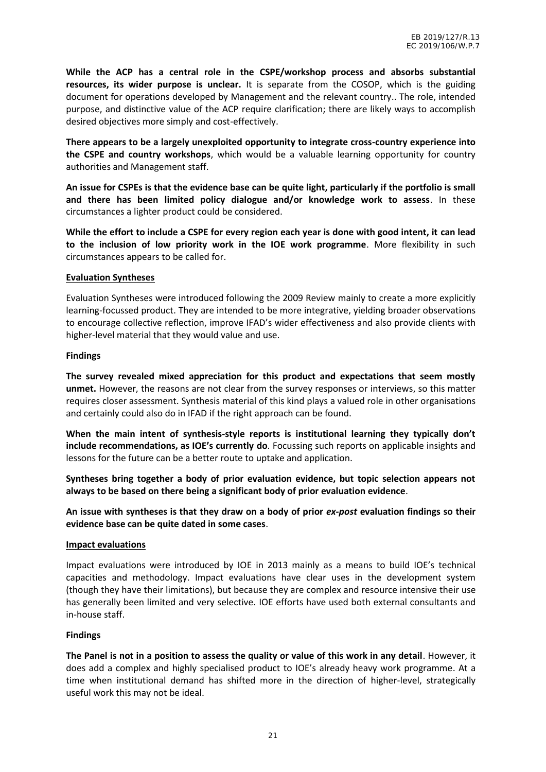**While the ACP has a central role in the CSPE/workshop process and absorbs substantial resources, its wider purpose is unclear.** It is separate from the COSOP, which is the guiding document for operations developed by Management and the relevant country.. The role, intended purpose, and distinctive value of the ACP require clarification; there are likely ways to accomplish desired objectives more simply and cost-effectively.

**There appears to be a largely unexploited opportunity to integrate cross-country experience into the CSPE and country workshops**, which would be a valuable learning opportunity for country authorities and Management staff.

**An issue for CSPEs is that the evidence base can be quite light, particularly if the portfolio is small and there has been limited policy dialogue and/or knowledge work to assess**. In these circumstances a lighter product could be considered.

**While the effort to include a CSPE for every region each year is done with good intent, it can lead to the inclusion of low priority work in the IOE work programme**. More flexibility in such circumstances appears to be called for.

## Evaluation Syntheses

Evaluation Syntheses were introduced following the 2009 Review mainly to create a more explicitly learning-focussed product. They are intended to be more integrative, yielding broader observations to encourage collective reflection, improve IFAD's wider effectiveness and also provide clients with higher-level material that they would value and use.

### Findings

**The survey revealed mixed appreciation for this product and expectations that seem mostly unmet.** However, the reasons are not clear from the survey responses or interviews, so this matter requires closer assessment. Synthesis material of this kind plays a valued role in other organisations and certainly could also do in IFAD if the right approach can be found.

**When the main intent of synthesis-style reports is institutional learning they typically don't include recommendations, as IOE's currently do**. Focussing such reports on applicable insights and lessons for the future can be a better route to uptake and application.

**Syntheses bring together a body of prior evaluation evidence, but topic selection appears not always to be based on there being a significant body of prior evaluation evidence**.

**An issue with syntheses is that they draw on a body of prior *ex-post* evaluation findings so their evidence base can be quite dated in some cases**.

## Impact evaluations

Impact evaluations were introduced by IOE in 2013 mainly as a means to build IOE's technical capacities and methodology. Impact evaluations have clear uses in the development system (though they have their limitations), but because they are complex and resource intensive their use has generally been limited and very selective. IOE efforts have used both external consultants and in-house staff.

### Findings

**The Panel is not in a position to assess the quality or value of this work in any detail**. However, it does add a complex and highly specialised product to IOE's already heavy work programme. At a time when institutional demand has shifted more in the direction of higher-level, strategically useful work this may not be ideal.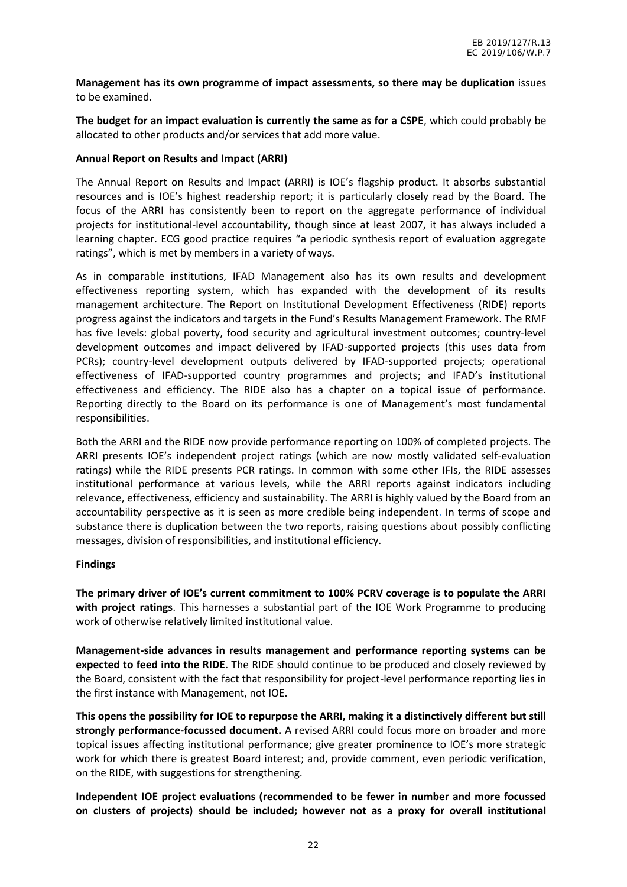**Management has its own programme of impact assessments, so there may be duplication** issues to be examined.

**The budget for an impact evaluation is currently the same as for a CSPE**, which could probably be allocated to other products and/or services that add more value.

**Annual Report on Results and Impact (ARRI)**

The Annual Report on Results and Impact (ARRI) is IOE's flagship product. It absorbs substantial resources and is IOE's highest readership report; it is particularly closely read by the Board. The focus of the ARRI has consistently been to report on the aggregate performance of individual projects for institutional-level accountability, though since at least 2007, it has always included a learning chapter. ECG good practice requires "a periodic synthesis report of evaluation aggregate ratings", which is met by members in a variety of ways.

As in comparable institutions, IFAD Management also has its own results and development effectiveness reporting system, which has expanded with the development of its results management architecture. The Report on Institutional Development Effectiveness (RIDE) reports progress against the indicators and targets in the Fund's Results Management Framework. The RMF has five levels: global poverty, food security and agricultural investment outcomes; country-level development outcomes and impact delivered by IFAD-supported projects (this uses data from PCRs); country-level development outputs delivered by IFAD-supported projects; operational effectiveness of IFAD-supported country programmes and projects; and IFAD's institutional effectiveness and efficiency. The RIDE also has a chapter on a topical issue of performance. Reporting directly to the Board on its performance is one of Management's most fundamental responsibilities.

Both the ARRI and the RIDE now provide performance reporting on 100% of completed projects. The ARRI presents IOE's independent project ratings (which are now mostly validated self-evaluation ratings) while the RIDE presents PCR ratings. In common with some other IFIs, the RIDE assesses institutional performance at various levels, while the ARRI reports against indicators including relevance, effectiveness, efficiency and sustainability. The ARRI is highly valued by the Board from an accountability perspective as it is seen as more credible being independent. In terms of scope and substance there is duplication between the two reports, raising questions about possibly conflicting messages, division of responsibilities, and institutional efficiency.

**Findings**

**The primary driver of IOE's current commitment to 100% PCRV coverage is to populate the ARRI with project ratings**. This harnesses a substantial part of the IOE Work Programme to producing work of otherwise relatively limited institutional value.

**Management-side advances in results management and performance reporting systems can be expected to feed into the RIDE**. The RIDE should continue to be produced and closely reviewed by the Board, consistent with the fact that responsibility for project-level performance reporting lies in the first instance with Management, not IOE.

**This opens the possibility for IOE to repurpose the ARRI, making it a distinctively different but still strongly performance-focussed document.** A revised ARRI could focus more on broader and more topical issues affecting institutional performance; give greater prominence to IOE's more strategic work for which there is greatest Board interest; and, provide comment, even periodic verification, on the RIDE, with suggestions for strengthening.

**Independent IOE project evaluations (recommended to be fewer in number and more focussed on clusters of projects) should be included; however not as a proxy for overall institutional**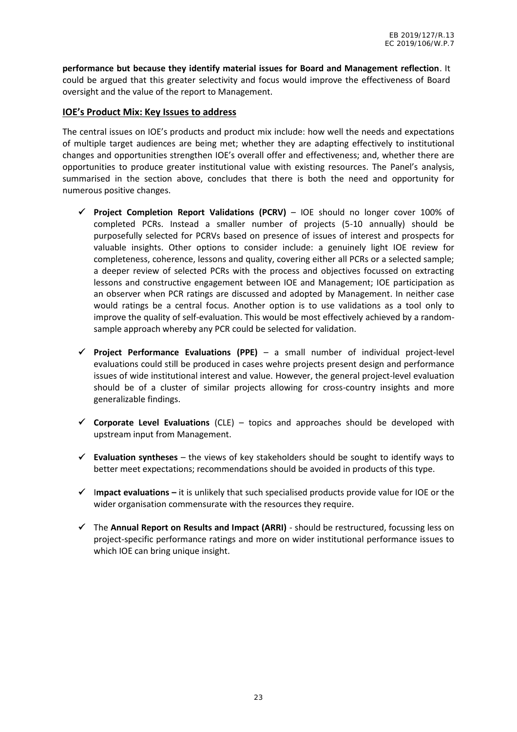**performance but because they identify material issues for Board and Management reflection**. It could be argued that this greater selectivity and focus would improve the effectiveness of Board oversight and the value of the report to Management.

## IOE's Product Mix: Key Issues to address

The central issues on IOE's products and product mix include: how well the needs and expectations of multiple target audiences are being met; whether they are adapting effectively to institutional changes and opportunities strengthen IOE's overall offer and effectiveness; and, whether there are opportunities to produce greater institutional value with existing resources. The Panel's analysis, summarised in the section above, concludes that there is both the need and opportunity for numerous positive changes.

- ✓ **Project Completion Report Validations (PCRV)** – IOE should no longer cover 100% of completed PCRs. Instead a smaller number of projects (5-10 annually) should be purposefully selected for PCRVs based on presence of issues of interest and prospects for valuable insights. Other options to consider include: a genuinely light IOE review for completeness, coherence, lessons and quality, covering either all PCRs or a selected sample; a deeper review of selected PCRs with the process and objectives focussed on extracting lessons and constructive engagement between IOE and Management; IOE participation as an observer when PCR ratings are discussed and adopted by Management. In neither case would ratings be a central focus. Another option is to use validations as a tool only to improve the quality of self-evaluation. This would be most effectively achieved by a random-sample approach whereby any PCR could be selected for validation.

- ✓ **Project Performance Evaluations (PPE)** – a small number of individual project-level evaluations could still be produced in cases wehre projects present design and performance issues of wide institutional interest and value. However, the general project-level evaluation should be of a cluster of similar projects allowing for cross-country insights and more generalizable findings.

- ✓ **Corporate Level Evaluations** (CLE) – topics and approaches should be developed with upstream input from Management.

- ✓ **Evaluation syntheses** – the views of key stakeholders should be sought to identify ways to better meet expectations; recommendations should be avoided in products of this type.

- ✓ I**mpact evaluations –** it is unlikely that such specialised products provide value for IOE or the wider organisation commensurate with the resources they require.

- ✓ The **Annual Report on Results and Impact (ARRI)** - should be restructured, focussing less on project-specific performance ratings and more on wider institutional performance issues to which IOE can bring unique insight.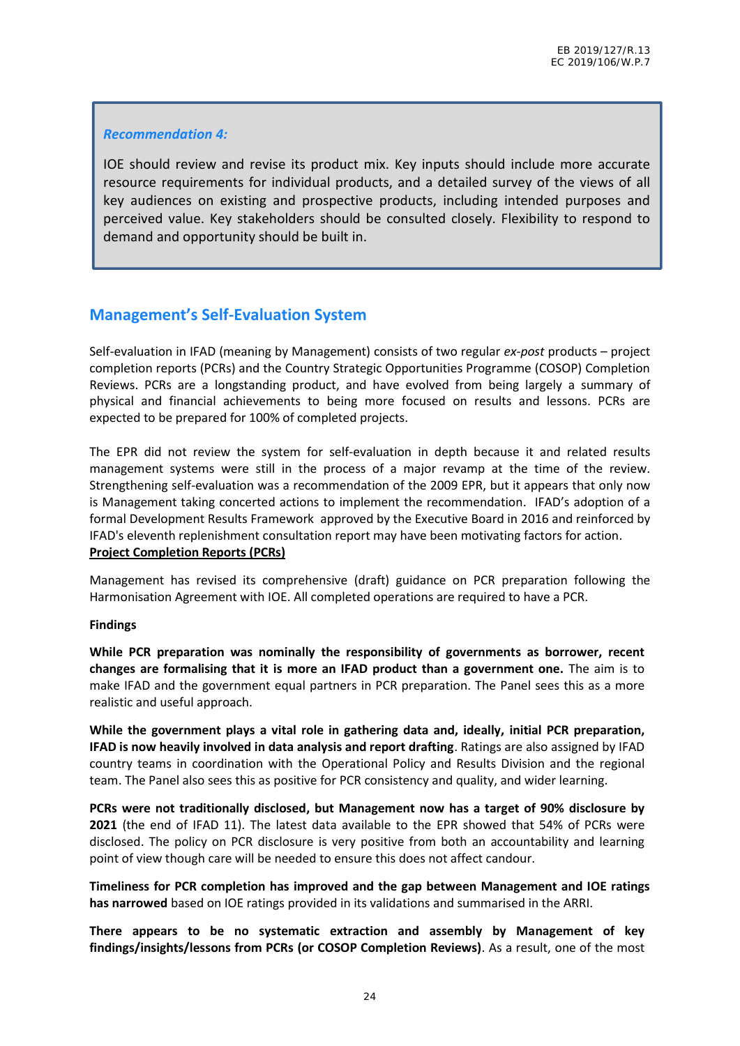> ***Recommendation 4:***
>
> IOE should review and revise its product mix. Key inputs should include more accurate resource requirements for individual products, and a detailed survey of the views of all key audiences on existing and prospective products, including intended purposes and perceived value. Key stakeholders should be consulted closely. Flexibility to respond to demand and opportunity should be built in.

## Management's Self-Evaluation System

Self-evaluation in IFAD (meaning by Management) consists of two regular *ex-post* products – project completion reports (PCRs) and the Country Strategic Opportunities Programme (COSOP) Completion Reviews. PCRs are a longstanding product, and have evolved from being largely a summary of physical and financial achievements to being more focused on results and lessons. PCRs are expected to be prepared for 100% of completed projects.

The EPR did not review the system for self-evaluation in depth because it and related results management systems were still in the process of a major revamp at the time of the review. Strengthening self-evaluation was a recommendation of the 2009 EPR, but it appears that only now is Management taking concerted actions to implement the recommendation. IFAD's adoption of a formal Development Results Framework approved by the Executive Board in 2016 and reinforced by IFAD's eleventh replenishment consultation report may have been motivating factors for action.

**Project Completion Reports (PCRs)**

Management has revised its comprehensive (draft) guidance on PCR preparation following the Harmonisation Agreement with IOE. All completed operations are required to have a PCR.

**Findings**

**While PCR preparation was nominally the responsibility of governments as borrower, recent changes are formalising that it is more an IFAD product than a government one.** The aim is to make IFAD and the government equal partners in PCR preparation. The Panel sees this as a more realistic and useful approach.

**While the government plays a vital role in gathering data and, ideally, initial PCR preparation, IFAD is now heavily involved in data analysis and report drafting**. Ratings are also assigned by IFAD country teams in coordination with the Operational Policy and Results Division and the regional team. The Panel also sees this as positive for PCR consistency and quality, and wider learning.

**PCRs were not traditionally disclosed, but Management now has a target of 90% disclosure by 2021** (the end of IFAD 11). The latest data available to the EPR showed that 54% of PCRs were disclosed. The policy on PCR disclosure is very positive from both an accountability and learning point of view though care will be needed to ensure this does not affect candour.

**Timeliness for PCR completion has improved and the gap between Management and IOE ratings has narrowed** based on IOE ratings provided in its validations and summarised in the ARRI.

**There appears to be no systematic extraction and assembly by Management of key findings/insights/lessons from PCRs (or COSOP Completion Reviews)**. As a result, one of the most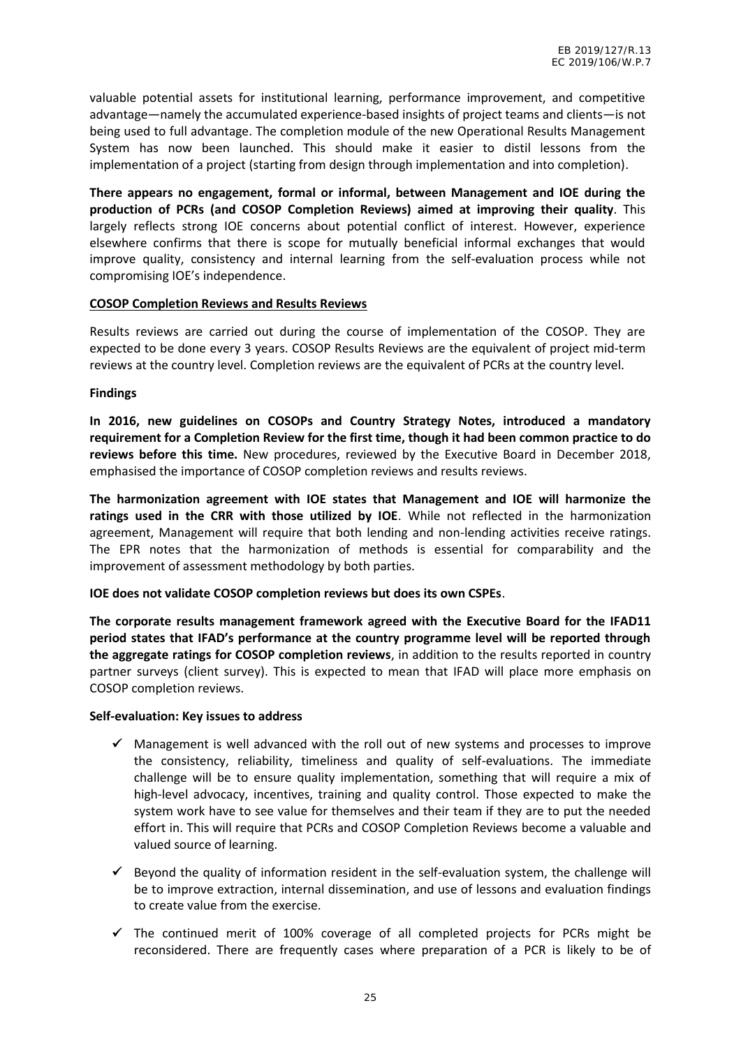valuable potential assets for institutional learning, performance improvement, and competitive advantage—namely the accumulated experience-based insights of project teams and clients—is not being used to full advantage. The completion module of the new Operational Results Management System has now been launched. This should make it easier to distil lessons from the implementation of a project (starting from design through implementation and into completion).

**There appears no engagement, formal or informal, between Management and IOE during the production of PCRs (and COSOP Completion Reviews) aimed at improving their quality**. This largely reflects strong IOE concerns about potential conflict of interest. However, experience elsewhere confirms that there is scope for mutually beneficial informal exchanges that would improve quality, consistency and internal learning from the self-evaluation process while not compromising IOE's independence.

**COSOP Completion Reviews and Results Reviews**

Results reviews are carried out during the course of implementation of the COSOP. They are expected to be done every 3 years. COSOP Results Reviews are the equivalent of project mid-term reviews at the country level. Completion reviews are the equivalent of PCRs at the country level.

**Findings**

**In 2016, new guidelines on COSOPs and Country Strategy Notes, introduced a mandatory requirement for a Completion Review for the first time, though it had been common practice to do reviews before this time.** New procedures, reviewed by the Executive Board in December 2018, emphasised the importance of COSOP completion reviews and results reviews.

**The harmonization agreement with IOE states that Management and IOE will harmonize the ratings used in the CRR with those utilized by IOE**. While not reflected in the harmonization agreement, Management will require that both lending and non-lending activities receive ratings. The EPR notes that the harmonization of methods is essential for comparability and the improvement of assessment methodology by both parties.

**IOE does not validate COSOP completion reviews but does its own CSPEs**.

**The corporate results management framework agreed with the Executive Board for the IFAD11 period states that IFAD's performance at the country programme level will be reported through the aggregate ratings for COSOP completion reviews**, in addition to the results reported in country partner surveys (client survey). This is expected to mean that IFAD will place more emphasis on COSOP completion reviews.

**Self-evaluation: Key issues to address**

- ✓ Management is well advanced with the roll out of new systems and processes to improve the consistency, reliability, timeliness and quality of self-evaluations. The immediate challenge will be to ensure quality implementation, something that will require a mix of high-level advocacy, incentives, training and quality control. Those expected to make the system work have to see value for themselves and their team if they are to put the needed effort in. This will require that PCRs and COSOP Completion Reviews become a valuable and valued source of learning.
- ✓ Beyond the quality of information resident in the self-evaluation system, the challenge will be to improve extraction, internal dissemination, and use of lessons and evaluation findings to create value from the exercise.
- ✓ The continued merit of 100% coverage of all completed projects for PCRs might be reconsidered. There are frequently cases where preparation of a PCR is likely to be of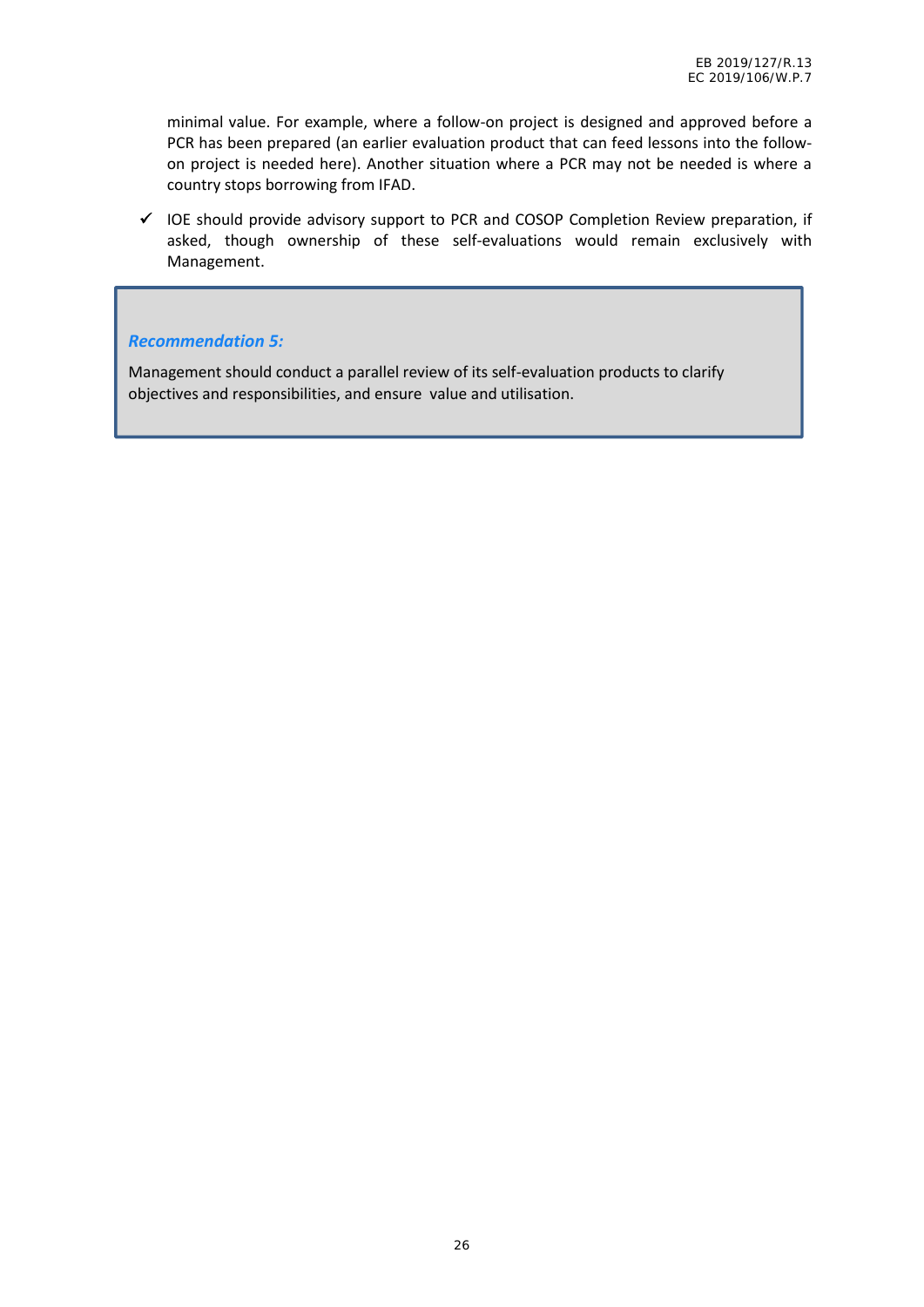minimal value. For example, where a follow-on project is designed and approved before a PCR has been prepared (an earlier evaluation product that can feed lessons into the follow-on project is needed here). Another situation where a PCR may not be needed is where a country stops borrowing from IFAD.

- ✓ IOE should provide advisory support to PCR and COSOP Completion Review preparation, if asked, though ownership of these self-evaluations would remain exclusively with Management.

> ***Recommendation 5:***
>
> Management should conduct a parallel review of its self-evaluation products to clarify objectives and responsibilities, and ensure value and utilisation.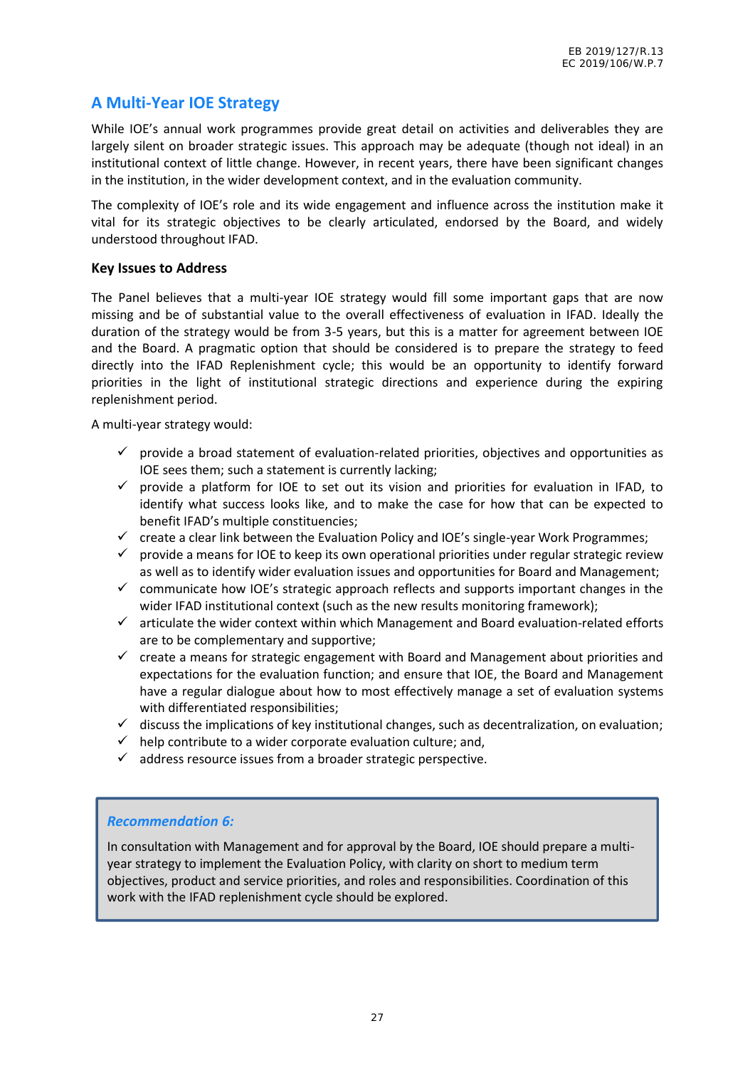## A Multi-Year IOE Strategy

While IOE's annual work programmes provide great detail on activities and deliverables they are largely silent on broader strategic issues. This approach may be adequate (though not ideal) in an institutional context of little change. However, in recent years, there have been significant changes in the institution, in the wider development context, and in the evaluation community.

The complexity of IOE's role and its wide engagement and influence across the institution make it vital for its strategic objectives to be clearly articulated, endorsed by the Board, and widely understood throughout IFAD.

### Key Issues to Address

The Panel believes that a multi-year IOE strategy would fill some important gaps that are now missing and be of substantial value to the overall effectiveness of evaluation in IFAD. Ideally the duration of the strategy would be from 3-5 years, but this is a matter for agreement between IOE and the Board. A pragmatic option that should be considered is to prepare the strategy to feed directly into the IFAD Replenishment cycle; this would be an opportunity to identify forward priorities in the light of institutional strategic directions and experience during the expiring replenishment period.

A multi-year strategy would:

- ✓ provide a broad statement of evaluation-related priorities, objectives and opportunities as IOE sees them; such a statement is currently lacking;
- ✓ provide a platform for IOE to set out its vision and priorities for evaluation in IFAD, to identify what success looks like, and to make the case for how that can be expected to benefit IFAD's multiple constituencies;
- ✓ create a clear link between the Evaluation Policy and IOE's single-year Work Programmes;
- ✓ provide a means for IOE to keep its own operational priorities under regular strategic review as well as to identify wider evaluation issues and opportunities for Board and Management;
- ✓ communicate how IOE's strategic approach reflects and supports important changes in the wider IFAD institutional context (such as the new results monitoring framework);
- ✓ articulate the wider context within which Management and Board evaluation-related efforts are to be complementary and supportive;
- ✓ create a means for strategic engagement with Board and Management about priorities and expectations for the evaluation function; and ensure that IOE, the Board and Management have a regular dialogue about how to most effectively manage a set of evaluation systems with differentiated responsibilities;
- ✓ discuss the implications of key institutional changes, such as decentralization, on evaluation;
- ✓ help contribute to a wider corporate evaluation culture; and,
- ✓ address resource issues from a broader strategic perspective.

> ***Recommendation 6:***
>
> In consultation with Management and for approval by the Board, IOE should prepare a multi-year strategy to implement the Evaluation Policy, with clarity on short to medium term objectives, product and service priorities, and roles and responsibilities. Coordination of this work with the IFAD replenishment cycle should be explored.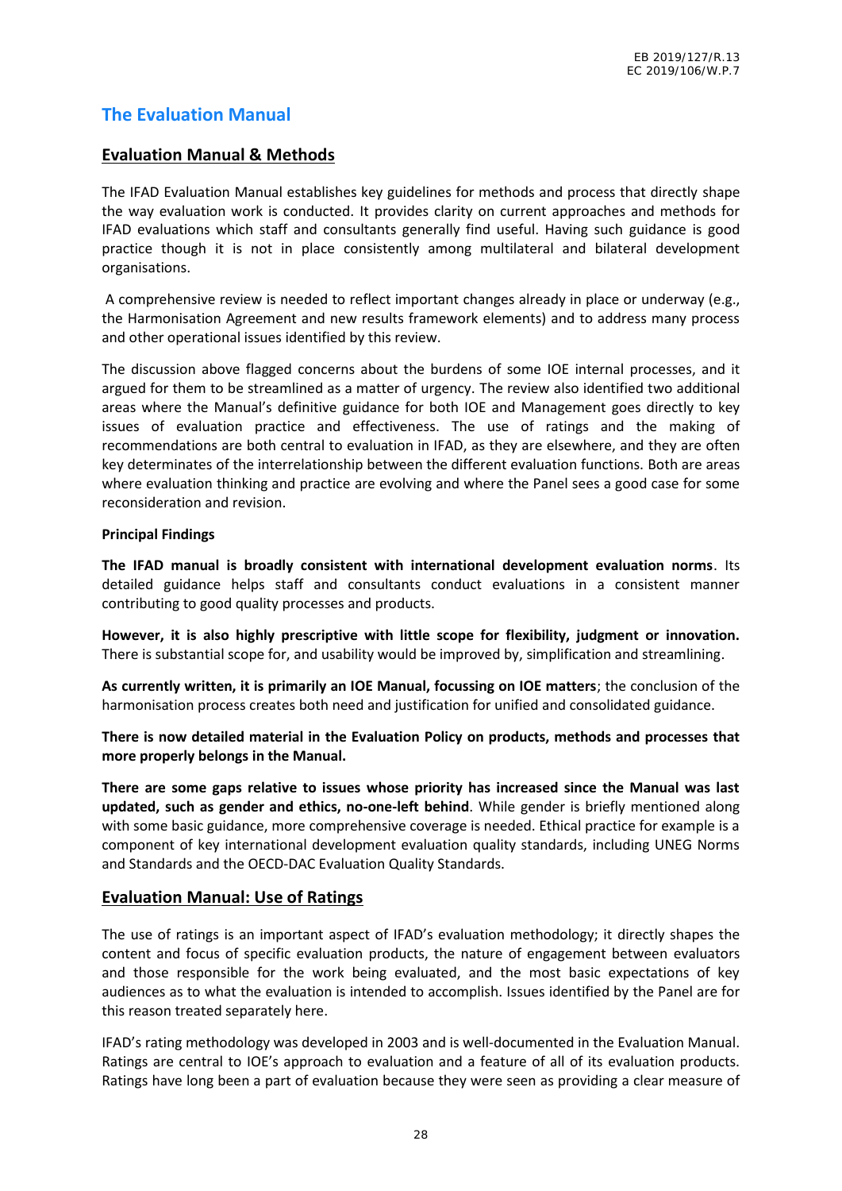## The Evaluation Manual

### Evaluation Manual & Methods

The IFAD Evaluation Manual establishes key guidelines for methods and process that directly shape the way evaluation work is conducted. It provides clarity on current approaches and methods for IFAD evaluations which staff and consultants generally find useful. Having such guidance is good practice though it is not in place consistently among multilateral and bilateral development organisations.

A comprehensive review is needed to reflect important changes already in place or underway (e.g., the Harmonisation Agreement and new results framework elements) and to address many process and other operational issues identified by this review.

The discussion above flagged concerns about the burdens of some IOE internal processes, and it argued for them to be streamlined as a matter of urgency. The review also identified two additional areas where the Manual's definitive guidance for both IOE and Management goes directly to key issues of evaluation practice and effectiveness. The use of ratings and the making of recommendations are both central to evaluation in IFAD, as they are elsewhere, and they are often key determinates of the interrelationship between the different evaluation functions. Both are areas where evaluation thinking and practice are evolving and where the Panel sees a good case for some reconsideration and revision.

**Principal Findings**

**The IFAD manual is broadly consistent with international development evaluation norms**. Its detailed guidance helps staff and consultants conduct evaluations in a consistent manner contributing to good quality processes and products.

**However, it is also highly prescriptive with little scope for flexibility, judgment or innovation.** There is substantial scope for, and usability would be improved by, simplification and streamlining.

**As currently written, it is primarily an IOE Manual, focussing on IOE matters**; the conclusion of the harmonisation process creates both need and justification for unified and consolidated guidance.

**There is now detailed material in the Evaluation Policy on products, methods and processes that more properly belongs in the Manual.**

**There are some gaps relative to issues whose priority has increased since the Manual was last updated, such as gender and ethics, no-one-left behind**. While gender is briefly mentioned along with some basic guidance, more comprehensive coverage is needed. Ethical practice for example is a component of key international development evaluation quality standards, including UNEG Norms and Standards and the OECD-DAC Evaluation Quality Standards.

### Evaluation Manual: Use of Ratings

The use of ratings is an important aspect of IFAD's evaluation methodology; it directly shapes the content and focus of specific evaluation products, the nature of engagement between evaluators and those responsible for the work being evaluated, and the most basic expectations of key audiences as to what the evaluation is intended to accomplish. Issues identified by the Panel are for this reason treated separately here.

IFAD's rating methodology was developed in 2003 and is well-documented in the Evaluation Manual. Ratings are central to IOE's approach to evaluation and a feature of all of its evaluation products. Ratings have long been a part of evaluation because they were seen as providing a clear measure of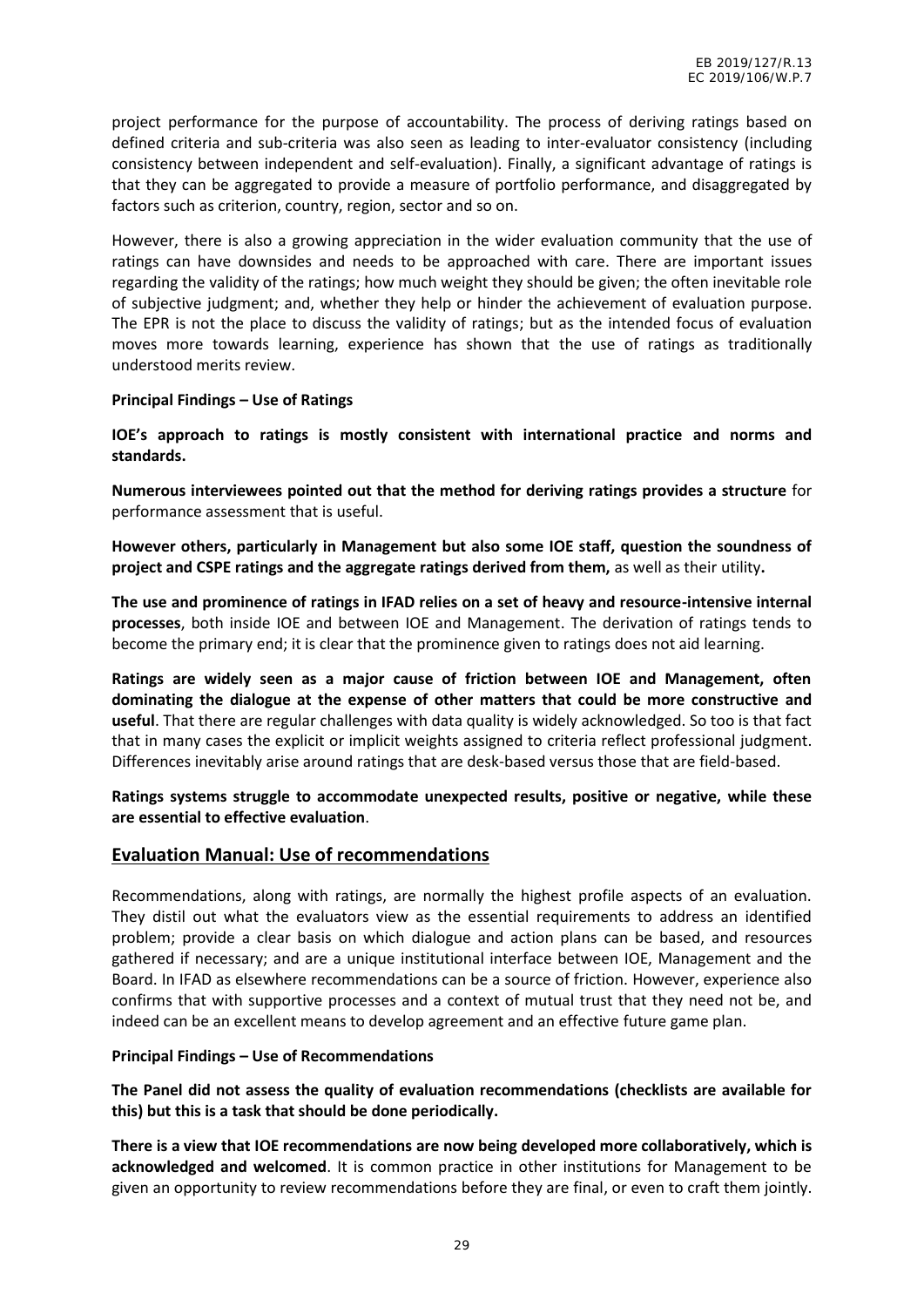project performance for the purpose of accountability. The process of deriving ratings based on defined criteria and sub-criteria was also seen as leading to inter-evaluator consistency (including consistency between independent and self-evaluation). Finally, a significant advantage of ratings is that they can be aggregated to provide a measure of portfolio performance, and disaggregated by factors such as criterion, country, region, sector and so on.

However, there is also a growing appreciation in the wider evaluation community that the use of ratings can have downsides and needs to be approached with care. There are important issues regarding the validity of the ratings; how much weight they should be given; the often inevitable role of subjective judgment; and, whether they help or hinder the achievement of evaluation purpose. The EPR is not the place to discuss the validity of ratings; but as the intended focus of evaluation moves more towards learning, experience has shown that the use of ratings as traditionally understood merits review.

**Principal Findings – Use of Ratings**

**IOE's approach to ratings is mostly consistent with international practice and norms and standards.**

**Numerous interviewees pointed out that the method for deriving ratings provides a structure** for performance assessment that is useful.

**However others, particularly in Management but also some IOE staff, question the soundness of project and CSPE ratings and the aggregate ratings derived from them,** as well as their utility**.**

**The use and prominence of ratings in IFAD relies on a set of heavy and resource-intensive internal processes**, both inside IOE and between IOE and Management. The derivation of ratings tends to become the primary end; it is clear that the prominence given to ratings does not aid learning.

**Ratings are widely seen as a major cause of friction between IOE and Management, often dominating the dialogue at the expense of other matters that could be more constructive and useful**. That there are regular challenges with data quality is widely acknowledged. So too is that fact that in many cases the explicit or implicit weights assigned to criteria reflect professional judgment. Differences inevitably arise around ratings that are desk-based versus those that are field-based.

**Ratings systems struggle to accommodate unexpected results, positive or negative, while these are essential to effective evaluation**.

## Evaluation Manual: Use of recommendations

Recommendations, along with ratings, are normally the highest profile aspects of an evaluation. They distil out what the evaluators view as the essential requirements to address an identified problem; provide a clear basis on which dialogue and action plans can be based, and resources gathered if necessary; and are a unique institutional interface between IOE, Management and the Board. In IFAD as elsewhere recommendations can be a source of friction. However, experience also confirms that with supportive processes and a context of mutual trust that they need not be, and indeed can be an excellent means to develop agreement and an effective future game plan.

**Principal Findings – Use of Recommendations**

**The Panel did not assess the quality of evaluation recommendations (checklists are available for this) but this is a task that should be done periodically.**

**There is a view that IOE recommendations are now being developed more collaboratively, which is acknowledged and welcomed**. It is common practice in other institutions for Management to be given an opportunity to review recommendations before they are final, or even to craft them jointly.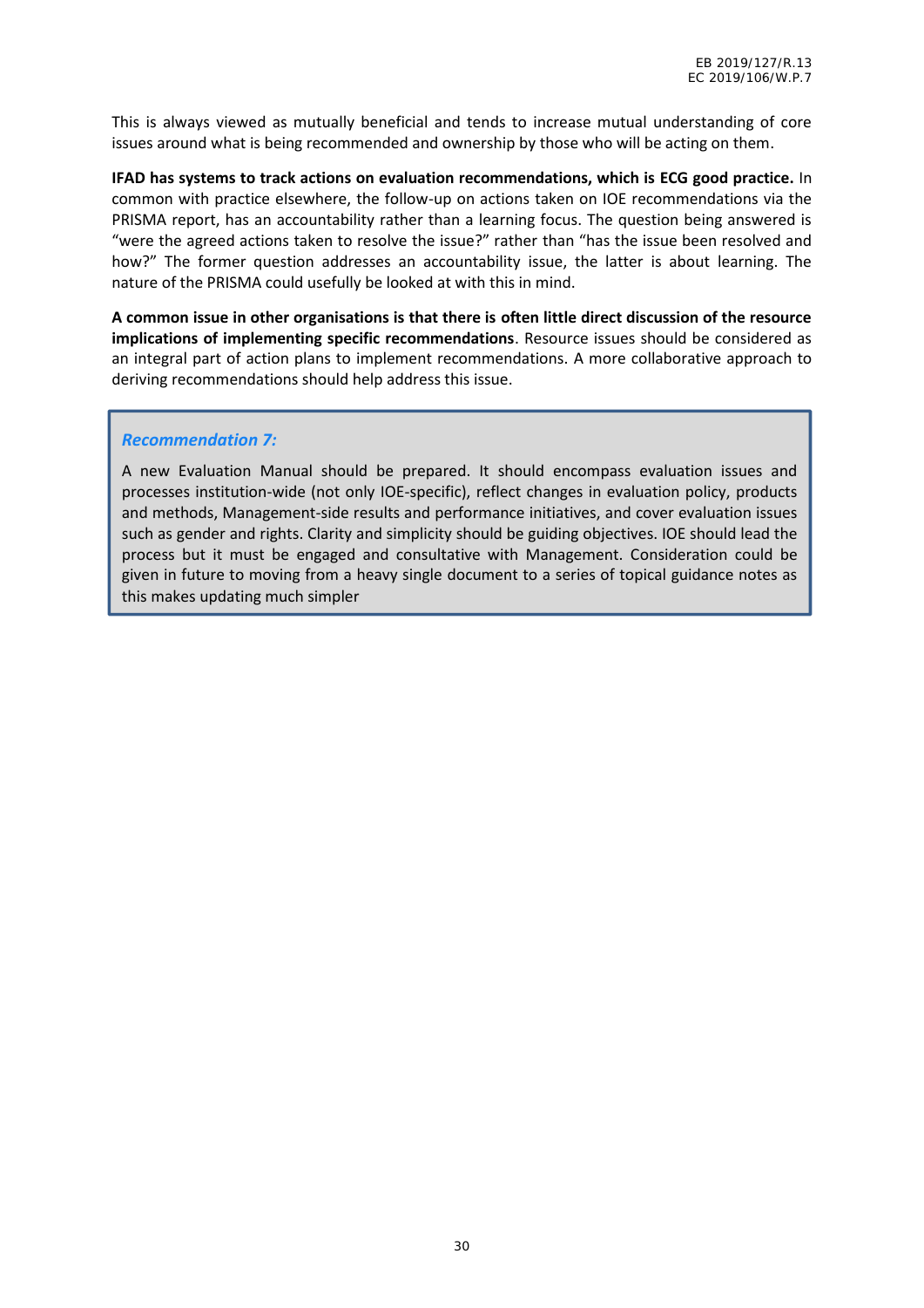This is always viewed as mutually beneficial and tends to increase mutual understanding of core issues around what is being recommended and ownership by those who will be acting on them.

**IFAD has systems to track actions on evaluation recommendations, which is ECG good practice.** In common with practice elsewhere, the follow-up on actions taken on IOE recommendations via the PRISMA report, has an accountability rather than a learning focus. The question being answered is "were the agreed actions taken to resolve the issue?" rather than "has the issue been resolved and how?" The former question addresses an accountability issue, the latter is about learning. The nature of the PRISMA could usefully be looked at with this in mind.

**A common issue in other organisations is that there is often little direct discussion of the resource implications of implementing specific recommendations**. Resource issues should be considered as an integral part of action plans to implement recommendations. A more collaborative approach to deriving recommendations should help address this issue.

> ***Recommendation 7:***
>
> A new Evaluation Manual should be prepared. It should encompass evaluation issues and processes institution-wide (not only IOE-specific), reflect changes in evaluation policy, products and methods, Management-side results and performance initiatives, and cover evaluation issues such as gender and rights. Clarity and simplicity should be guiding objectives. IOE should lead the process but it must be engaged and consultative with Management. Consideration could be given in future to moving from a heavy single document to a series of topical guidance notes as this makes updating much simpler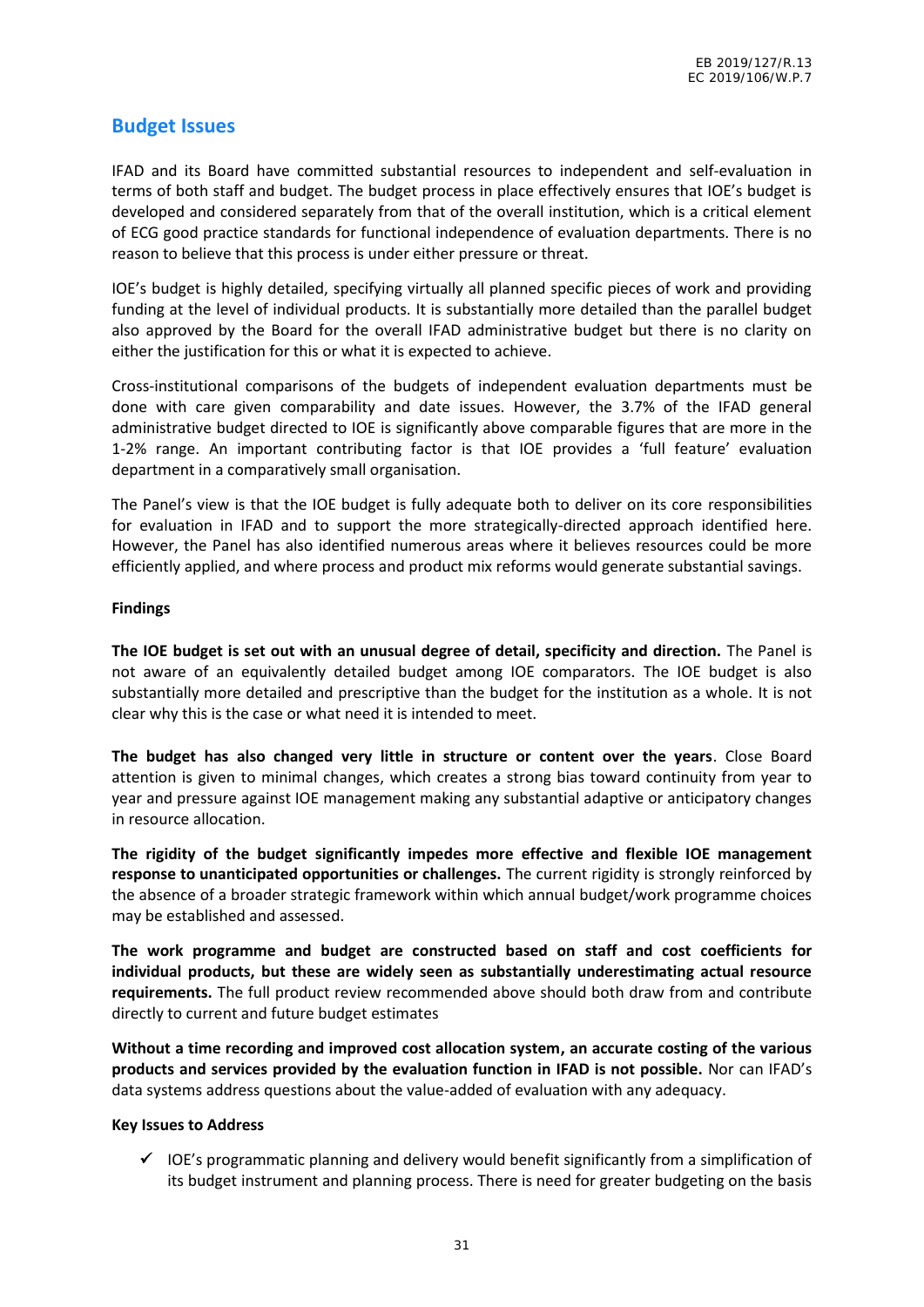## Budget Issues

IFAD and its Board have committed substantial resources to independent and self-evaluation in terms of both staff and budget. The budget process in place effectively ensures that IOE's budget is developed and considered separately from that of the overall institution, which is a critical element of ECG good practice standards for functional independence of evaluation departments. There is no reason to believe that this process is under either pressure or threat.

IOE's budget is highly detailed, specifying virtually all planned specific pieces of work and providing funding at the level of individual products. It is substantially more detailed than the parallel budget also approved by the Board for the overall IFAD administrative budget but there is no clarity on either the justification for this or what it is expected to achieve.

Cross-institutional comparisons of the budgets of independent evaluation departments must be done with care given comparability and date issues. However, the 3.7% of the IFAD general administrative budget directed to IOE is significantly above comparable figures that are more in the 1-2% range. An important contributing factor is that IOE provides a 'full feature' evaluation department in a comparatively small organisation.

The Panel's view is that the IOE budget is fully adequate both to deliver on its core responsibilities for evaluation in IFAD and to support the more strategically-directed approach identified here. However, the Panel has also identified numerous areas where it believes resources could be more efficiently applied, and where process and product mix reforms would generate substantial savings.

**Findings**

**The IOE budget is set out with an unusual degree of detail, specificity and direction.** The Panel is not aware of an equivalently detailed budget among IOE comparators. The IOE budget is also substantially more detailed and prescriptive than the budget for the institution as a whole. It is not clear why this is the case or what need it is intended to meet.

**The budget has also changed very little in structure or content over the years**. Close Board attention is given to minimal changes, which creates a strong bias toward continuity from year to year and pressure against IOE management making any substantial adaptive or anticipatory changes in resource allocation.

**The rigidity of the budget significantly impedes more effective and flexible IOE management response to unanticipated opportunities or challenges.** The current rigidity is strongly reinforced by the absence of a broader strategic framework within which annual budget/work programme choices may be established and assessed.

**The work programme and budget are constructed based on staff and cost coefficients for individual products, but these are widely seen as substantially underestimating actual resource requirements.** The full product review recommended above should both draw from and contribute directly to current and future budget estimates

**Without a time recording and improved cost allocation system, an accurate costing of the various products and services provided by the evaluation function in IFAD is not possible.** Nor can IFAD's data systems address questions about the value-added of evaluation with any adequacy.

**Key Issues to Address**

- ✓ IOE's programmatic planning and delivery would benefit significantly from a simplification of its budget instrument and planning process. There is need for greater budgeting on the basis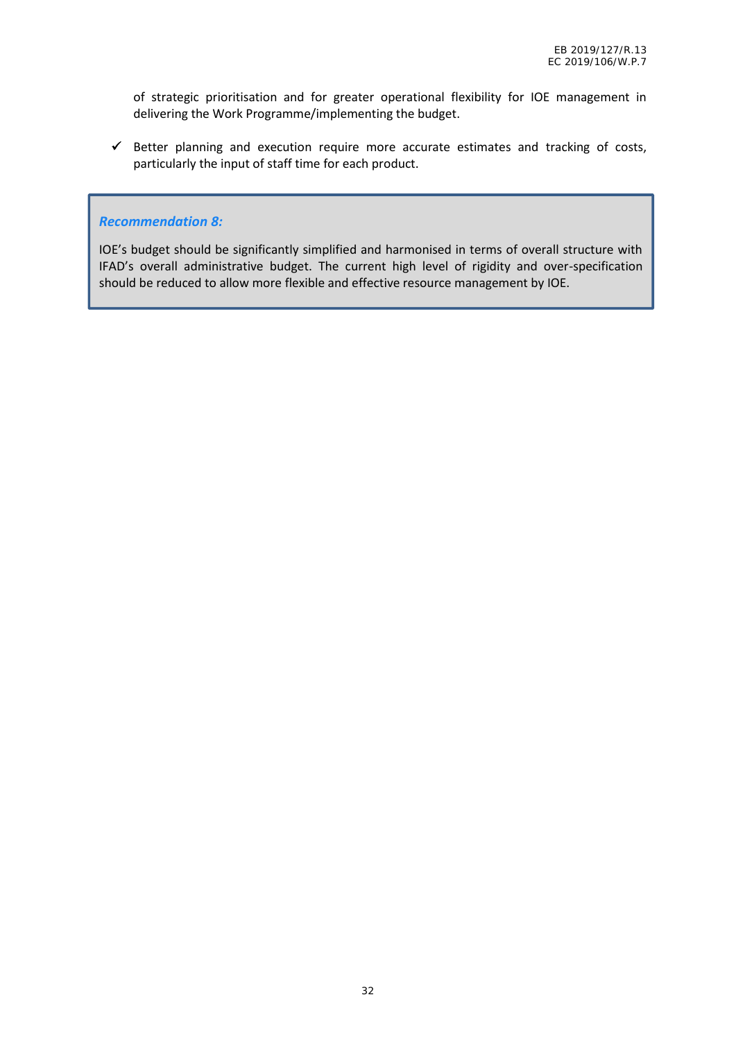of strategic prioritisation and for greater operational flexibility for IOE management in delivering the Work Programme/implementing the budget.

- ✓ Better planning and execution require more accurate estimates and tracking of costs, particularly the input of staff time for each product.

> ***Recommendation 8:***
>
> IOE's budget should be significantly simplified and harmonised in terms of overall structure with IFAD's overall administrative budget. The current high level of rigidity and over-specification should be reduced to allow more flexible and effective resource management by IOE.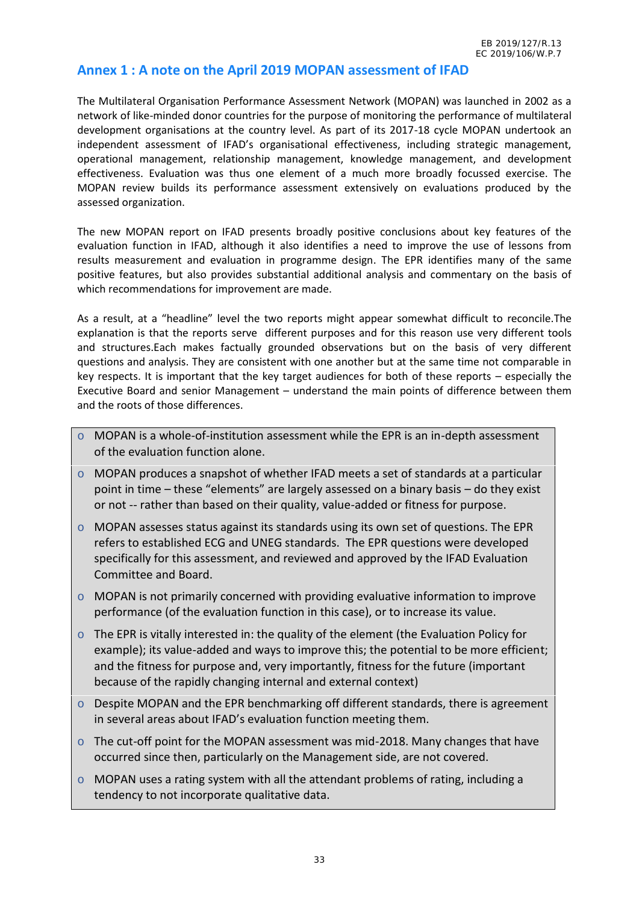## Annex 1 : A note on the April 2019 MOPAN assessment of IFAD

The Multilateral Organisation Performance Assessment Network (MOPAN) was launched in 2002 as a network of like-minded donor countries for the purpose of monitoring the performance of multilateral development organisations at the country level. As part of its 2017-18 cycle MOPAN undertook an independent assessment of IFAD's organisational effectiveness, including strategic management, operational management, relationship management, knowledge management, and development effectiveness. Evaluation was thus one element of a much more broadly focussed exercise. The MOPAN review builds its performance assessment extensively on evaluations produced by the assessed organization.

The new MOPAN report on IFAD presents broadly positive conclusions about key features of the evaluation function in IFAD, although it also identifies a need to improve the use of lessons from results measurement and evaluation in programme design. The EPR identifies many of the same positive features, but also provides substantial additional analysis and commentary on the basis of which recommendations for improvement are made.

As a result, at a "headline" level the two reports might appear somewhat difficult to reconcile.The explanation is that the reports serve different purposes and for this reason use very different tools and structures.Each makes factually grounded observations but on the basis of very different questions and analysis. They are consistent with one another but at the same time not comparable in key respects. It is important that the key target audiences for both of these reports – especially the Executive Board and senior Management – understand the main points of difference between them and the roots of those differences.

- MOPAN is a whole-of-institution assessment while the EPR is an in-depth assessment of the evaluation function alone.
- MOPAN produces a snapshot of whether IFAD meets a set of standards at a particular point in time – these "elements" are largely assessed on a binary basis – do they exist or not -- rather than based on their quality, value-added or fitness for purpose.
- MOPAN assesses status against its standards using its own set of questions. The EPR refers to established ECG and UNEG standards. The EPR questions were developed specifically for this assessment, and reviewed and approved by the IFAD Evaluation Committee and Board.
- MOPAN is not primarily concerned with providing evaluative information to improve performance (of the evaluation function in this case), or to increase its value.
- The EPR is vitally interested in: the quality of the element (the Evaluation Policy for example); its value-added and ways to improve this; the potential to be more efficient; and the fitness for purpose and, very importantly, fitness for the future (important because of the rapidly changing internal and external context)
- Despite MOPAN and the EPR benchmarking off different standards, there is agreement in several areas about IFAD's evaluation function meeting them.
- The cut-off point for the MOPAN assessment was mid-2018. Many changes that have occurred since then, particularly on the Management side, are not covered.
- MOPAN uses a rating system with all the attendant problems of rating, including a tendency to not incorporate qualitative data.